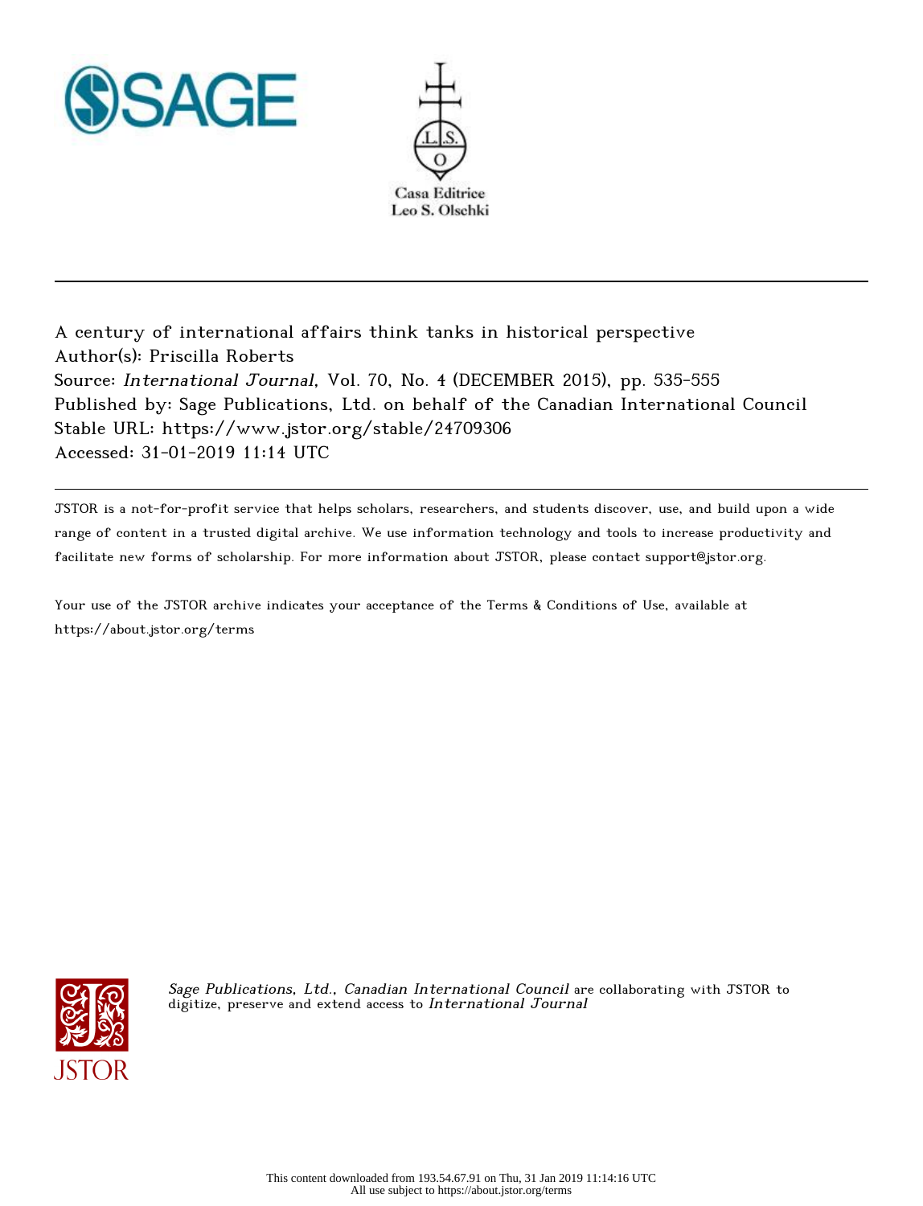A century of international affairs think tanks in historical perspective
Author(s): Priscilla Roberts
Source: *International Journal*, Vol. 70, No. 4 (DECEMBER 2015), pp. 535-555
Published by: Sage Publications, Ltd. on behalf of the Canadian International Council
Stable URL: https://www.jstor.org/stable/24709306
Accessed: 31-01-2019 11:14 UTC

JSTOR is a not-for-profit service that helps scholars, researchers, and students discover, use, and build upon a wide range of content in a trusted digital archive. We use information technology and tools to increase productivity and facilitate new forms of scholarship. For more information about JSTOR, please contact support@jstor.org.

Your use of the JSTOR archive indicates your acceptance of the Terms & Conditions of Use, available at https://about.jstor.org/terms

*Sage Publications, Ltd.*, *Canadian International Council* are collaborating with JSTOR to digitize, preserve and extend access to *International Journal*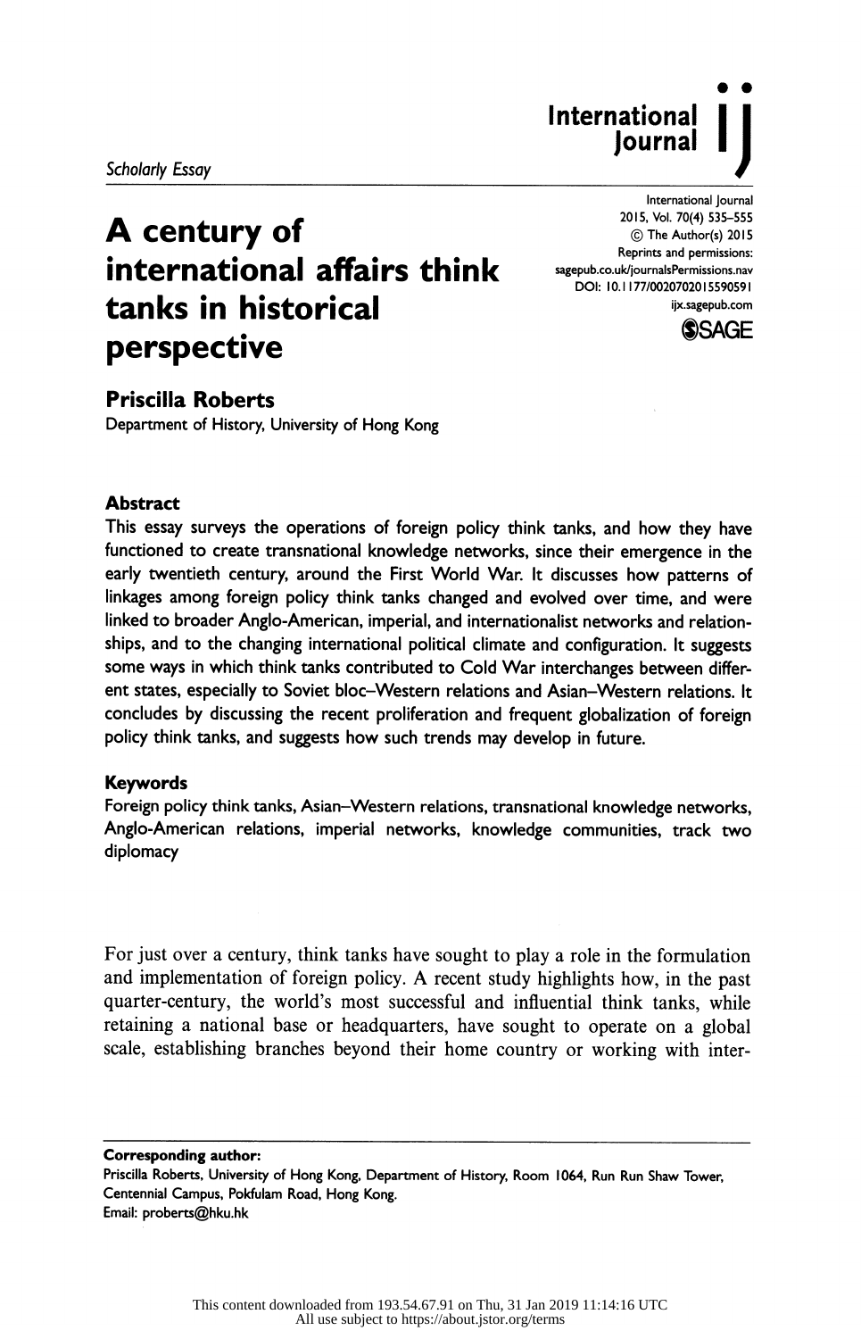*Scholarly Essay*

# A century of international affairs think tanks in historical perspective

**Priscilla Roberts**
Department of History, University of Hong Kong

## Abstract

This essay surveys the operations of foreign policy think tanks, and how they have functioned to create transnational knowledge networks, since their emergence in the early twentieth century, around the First World War. It discusses how patterns of linkages among foreign policy think tanks changed and evolved over time, and were linked to broader Anglo-American, imperial, and internationalist networks and relationships, and to the changing international political climate and configuration. It suggests some ways in which think tanks contributed to Cold War interchanges between different states, especially to Soviet bloc–Western relations and Asian–Western relations. It concludes by discussing the recent proliferation and frequent globalization of foreign policy think tanks, and suggests how such trends may develop in future.

## Keywords

Foreign policy think tanks, Asian–Western relations, transnational knowledge networks, Anglo-American relations, imperial networks, knowledge communities, track two diplomacy

For just over a century, think tanks have sought to play a role in the formulation and implementation of foreign policy. A recent study highlights how, in the past quarter-century, the world's most successful and influential think tanks, while retaining a national base or headquarters, have sought to operate on a global scale, establishing branches beyond their home country or working with inter-

---

**Corresponding author:**
Priscilla Roberts, University of Hong Kong, Department of History, Room 1064, Run Run Shaw Tower, Centennial Campus, Pokfulam Road, Hong Kong.
Email: proberts@hku.hk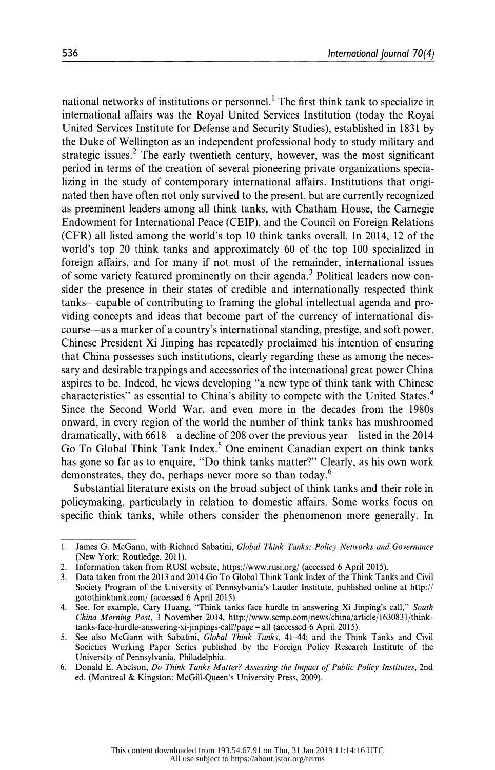national networks of institutions or personnel.[1] The first think tank to specialize in international affairs was the Royal United Services Institution (today the Royal United Services Institute for Defense and Security Studies), established in 1831 by the Duke of Wellington as an independent professional body to study military and strategic issues.[2] The early twentieth century, however, was the most significant period in terms of the creation of several pioneering private organizations specializing in the study of contemporary international affairs. Institutions that originated then have often not only survived to the present, but are currently recognized as preeminent leaders among all think tanks, with Chatham House, the Carnegie Endowment for International Peace (CEIP), and the Council on Foreign Relations (CFR) all listed among the world's top 10 think tanks overall. In 2014, 12 of the world's top 20 think tanks and approximately 60 of the top 100 specialized in foreign affairs, and for many if not most of the remainder, international issues of some variety featured prominently on their agenda.[3] Political leaders now consider the presence in their states of credible and internationally respected think tanks—capable of contributing to framing the global intellectual agenda and providing concepts and ideas that become part of the currency of international discourse—as a marker of a country's international standing, prestige, and soft power. Chinese President Xi Jinping has repeatedly proclaimed his intention of ensuring that China possesses such institutions, clearly regarding these as among the necessary and desirable trappings and accessories of the international great power China aspires to be. Indeed, he views developing "a new type of think tank with Chinese characteristics" as essential to China's ability to compete with the United States.[4] Since the Second World War, and even more in the decades from the 1980s onward, in every region of the world the number of think tanks has mushroomed dramatically, with 6618—a decline of 208 over the previous year—listed in the 2014 Go To Global Think Tank Index.[5] One eminent Canadian expert on think tanks has gone so far as to enquire, "Do think tanks matter?" Clearly, as his own work demonstrates, they do, perhaps never more so than today.[6]

Substantial literature exists on the broad subject of think tanks and their role in policymaking, particularly in relation to domestic affairs. Some works focus on specific think tanks, while others consider the phenomenon more generally. In

---

1. James G. McGann, with Richard Sabatini, *Global Think Tanks: Policy Networks and Governance* (New York: Routledge, 2011).
2. Information taken from RUSI website, https://www.rusi.org/ (accessed 6 April 2015).
3. Data taken from the 2013 and 2014 Go To Global Think Tank Index of the Think Tanks and Civil Society Program of the University of Pennsylvania's Lauder Institute, published online at http://gotothinktank.com/ (accessed 6 April 2015).
4. See, for example, Cary Huang, "Think tanks face hurdle in answering Xi Jinping's call," *South China Morning Post*, 3 November 2014, http://www.scmp.com/news/china/article/1630831/think-tanks-face-hurdle-answering-xi-jinpings-call?page=all (accessed 6 April 2015).
5. See also McGann with Sabatini, *Global Think Tanks*, 41–44; and the Think Tanks and Civil Societies Working Paper Series published by the Foreign Policy Research Institute of the University of Pennsylvania, Philadelphia.
6. Donald E. Abelson, *Do Think Tanks Matter? Assessing the Impact of Public Policy Institutes*, 2nd ed. (Montreal & Kingston: McGill-Queen's University Press, 2009).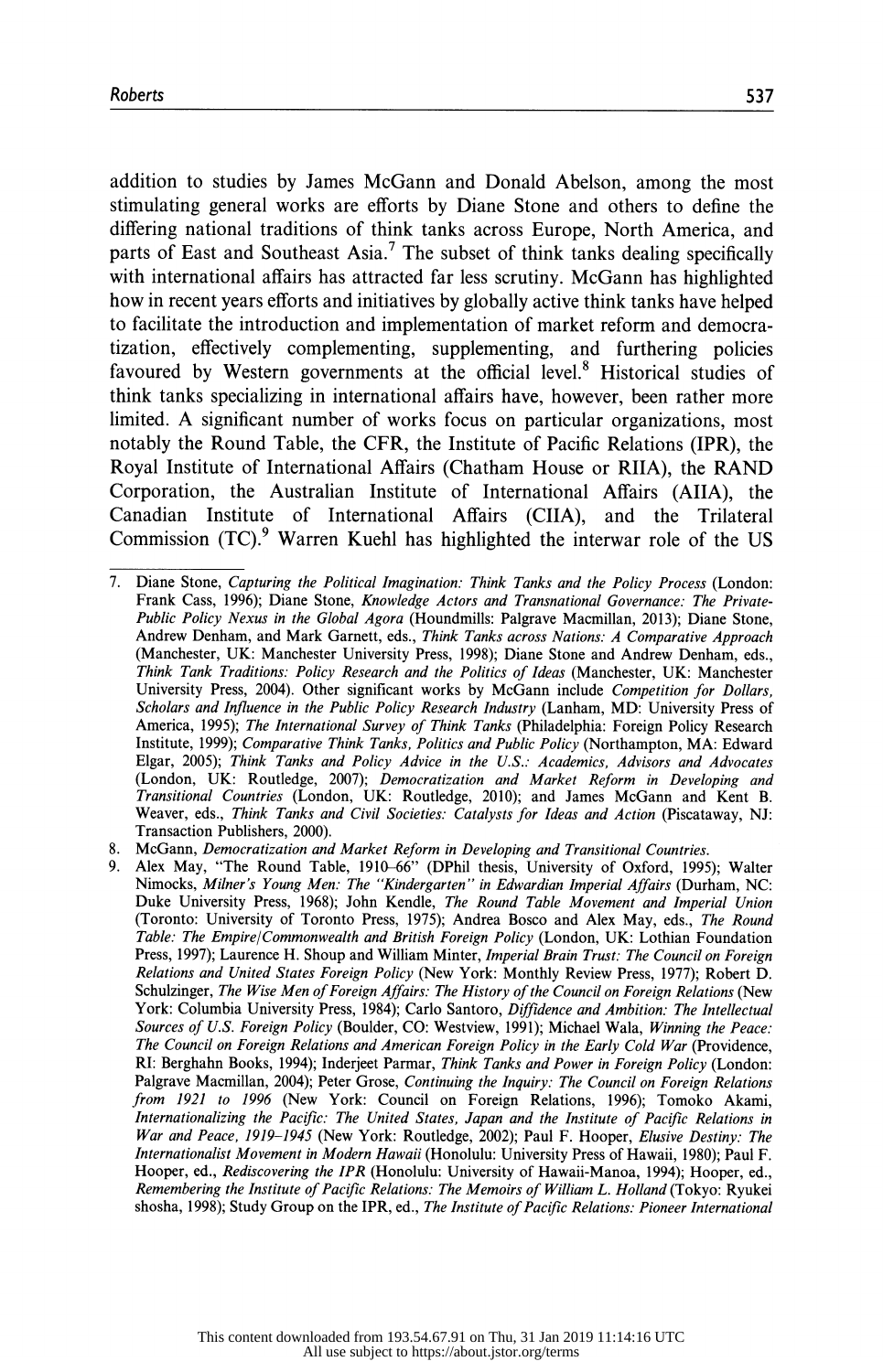addition to studies by James McGann and Donald Abelson, among the most stimulating general works are efforts by Diane Stone and others to define the differing national traditions of think tanks across Europe, North America, and parts of East and Southeast Asia.[7] The subset of think tanks dealing specifically with international affairs has attracted far less scrutiny. McGann has highlighted how in recent years efforts and initiatives by globally active think tanks have helped to facilitate the introduction and implementation of market reform and democratization, effectively complementing, supplementing, and furthering policies favoured by Western governments at the official level.[8] Historical studies of think tanks specializing in international affairs have, however, been rather more limited. A significant number of works focus on particular organizations, most notably the Round Table, the CFR, the Institute of Pacific Relations (IPR), the Royal Institute of International Affairs (Chatham House or RIIA), the RAND Corporation, the Australian Institute of International Affairs (AIIA), the Canadian Institute of International Affairs (CIIA), and the Trilateral Commission (TC).[9] Warren Kuehl has highlighted the interwar role of the US

---

7. Diane Stone, *Capturing the Political Imagination: Think Tanks and the Policy Process* (London: Frank Cass, 1996); Diane Stone, *Knowledge Actors and Transnational Governance: The Private-Public Policy Nexus in the Global Agora* (Houndmills: Palgrave Macmillan, 2013); Diane Stone, Andrew Denham, and Mark Garnett, eds., *Think Tanks across Nations: A Comparative Approach* (Manchester, UK: Manchester University Press, 1998); Diane Stone and Andrew Denham, eds., *Think Tank Traditions: Policy Research and the Politics of Ideas* (Manchester, UK: Manchester University Press, 2004). Other significant works by McGann include *Competition for Dollars, Scholars and Influence in the Public Policy Research Industry* (Lanham, MD: University Press of America, 1995); *The International Survey of Think Tanks* (Philadelphia: Foreign Policy Research Institute, 1999); *Comparative Think Tanks, Politics and Public Policy* (Northampton, MA: Edward Elgar, 2005); *Think Tanks and Policy Advice in the U.S.: Academics, Advisors and Advocates* (London, UK: Routledge, 2007); *Democratization and Market Reform in Developing and Transitional Countries* (London, UK: Routledge, 2010); and James McGann and Kent B. Weaver, eds., *Think Tanks and Civil Societies: Catalysts for Ideas and Action* (Piscataway, NJ: Transaction Publishers, 2000).
8. McGann, *Democratization and Market Reform in Developing and Transitional Countries*.
9. Alex May, "The Round Table, 1910–66" (DPhil thesis, University of Oxford, 1995); Walter Nimocks, *Milner's Young Men: The "Kindergarten" in Edwardian Imperial Affairs* (Durham, NC: Duke University Press, 1968); John Kendle, *The Round Table Movement and Imperial Union* (Toronto: University of Toronto Press, 1975); Andrea Bosco and Alex May, eds., *The Round Table: The Empire/Commonwealth and British Foreign Policy* (London, UK: Lothian Foundation Press, 1997); Laurence H. Shoup and William Minter, *Imperial Brain Trust: The Council on Foreign Relations and United States Foreign Policy* (New York: Monthly Review Press, 1977); Robert D. Schulzinger, *The Wise Men of Foreign Affairs: The History of the Council on Foreign Relations* (New York: Columbia University Press, 1984); Carlo Santoro, *Diffidence and Ambition: The Intellectual Sources of U.S. Foreign Policy* (Boulder, CO: Westview, 1991); Michael Wala, *Winning the Peace: The Council on Foreign Relations and American Foreign Policy in the Early Cold War* (Providence, RI: Berghahn Books, 1994); Inderjeet Parmar, *Think Tanks and Power in Foreign Policy* (London: Palgrave Macmillan, 2004); Peter Grose, *Continuing the Inquiry: The Council on Foreign Relations from 1921 to 1996* (New York: Council on Foreign Relations, 1996); Tomoko Akami, *Internationalizing the Pacific: The United States, Japan and the Institute of Pacific Relations in War and Peace, 1919–1945* (New York: Routledge, 2002); Paul F. Hooper, *Elusive Destiny: The Internationalist Movement in Modern Hawaii* (Honolulu: University Press of Hawaii, 1980); Paul F. Hooper, ed., *Rediscovering the IPR* (Honolulu: University of Hawaii-Manoa, 1994); Hooper, ed., *Remembering the Institute of Pacific Relations: The Memoirs of William L. Holland* (Tokyo: Ryukei shosha, 1998); Study Group on the IPR, ed., *The Institute of Pacific Relations: Pioneer International*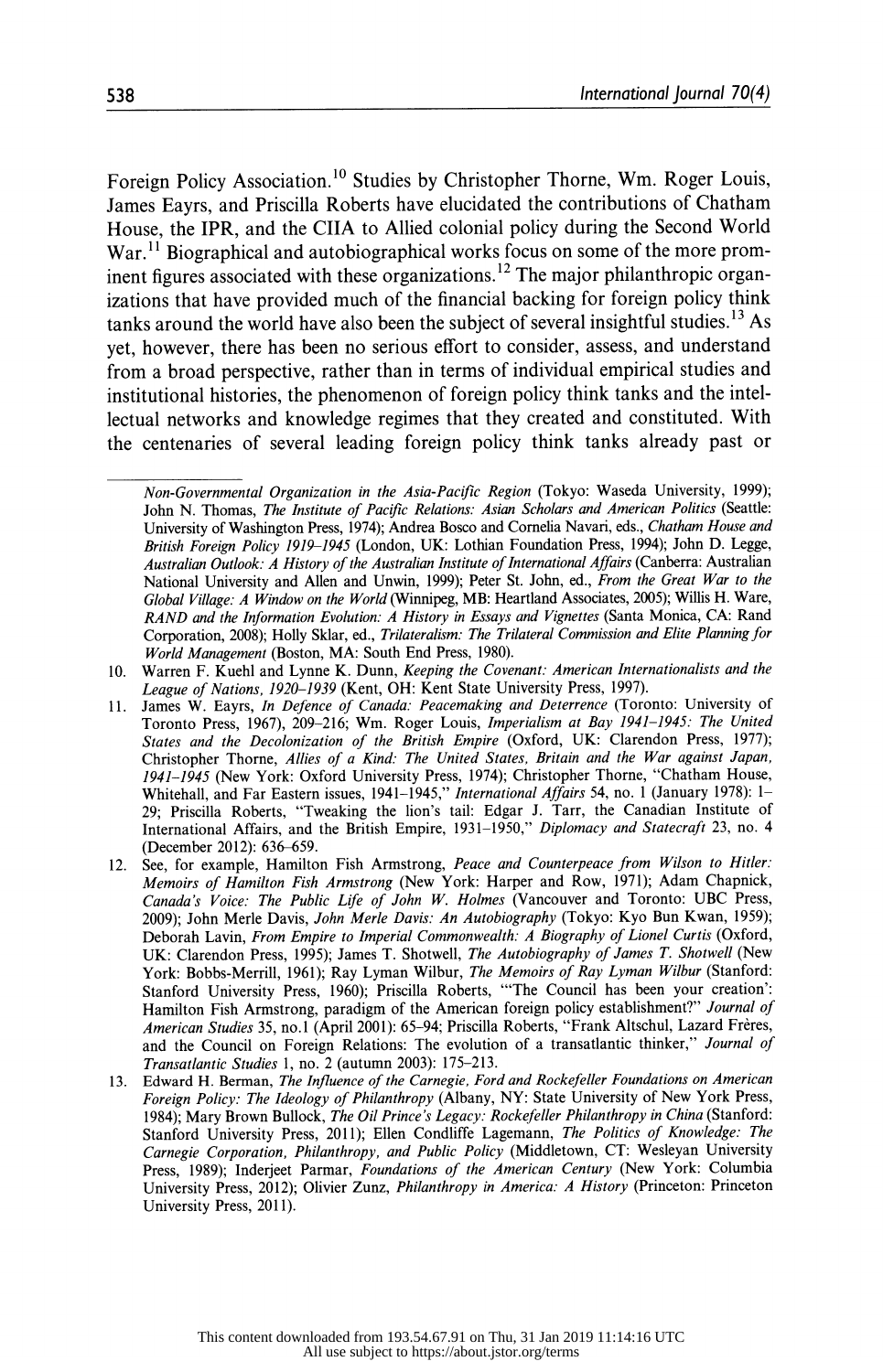Foreign Policy Association.[10] Studies by Christopher Thorne, Wm. Roger Louis, James Eayrs, and Priscilla Roberts have elucidated the contributions of Chatham House, the IPR, and the CIIA to Allied colonial policy during the Second World War.[11] Biographical and autobiographical works focus on some of the more prominent figures associated with these organizations.[12] The major philanthropic organizations that have provided much of the financial backing for foreign policy think tanks around the world have also been the subject of several insightful studies.[13] As yet, however, there has been no serious effort to consider, assess, and understand from a broad perspective, rather than in terms of individual empirical studies and institutional histories, the phenomenon of foreign policy think tanks and the intellectual networks and knowledge regimes that they created and constituted. With the centenaries of several leading foreign policy think tanks already past or

*Non-Governmental Organization in the Asia-Pacific Region* (Tokyo: Waseda University, 1999); John N. Thomas, *The Institute of Pacific Relations: Asian Scholars and American Politics* (Seattle: University of Washington Press, 1974); Andrea Bosco and Cornelia Navari, eds., *Chatham House and British Foreign Policy 1919–1945* (London, UK: Lothian Foundation Press, 1994); John D. Legge, *Australian Outlook: A History of the Australian Institute of International Affairs* (Canberra: Australian National University and Allen and Unwin, 1999); Peter St. John, ed., *From the Great War to the Global Village: A Window on the World* (Winnipeg, MB: Heartland Associates, 2005); Willis H. Ware, *RAND and the Information Evolution: A History in Essays and Vignettes* (Santa Monica, CA: Rand Corporation, 2008); Holly Sklar, ed., *Trilateralism: The Trilateral Commission and Elite Planning for World Management* (Boston, MA: South End Press, 1980).

10. Warren F. Kuehl and Lynne K. Dunn, *Keeping the Covenant: American Internationalists and the League of Nations, 1920–1939* (Kent, OH: Kent State University Press, 1997).
11. James W. Eayrs, *In Defence of Canada: Peacemaking and Deterrence* (Toronto: University of Toronto Press, 1967), 209–216; Wm. Roger Louis, *Imperialism at Bay 1941–1945: The United States and the Decolonization of the British Empire* (Oxford, UK: Clarendon Press, 1977); Christopher Thorne, *Allies of a Kind: The United States, Britain and the War against Japan, 1941–1945* (New York: Oxford University Press, 1974); Christopher Thorne, "Chatham House, Whitehall, and Far Eastern issues, 1941–1945," *International Affairs* 54, no. 1 (January 1978): 1–29; Priscilla Roberts, "Tweaking the lion's tail: Edgar J. Tarr, the Canadian Institute of International Affairs, and the British Empire, 1931–1950," *Diplomacy and Statecraft* 23, no. 4 (December 2012): 636–659.
12. See, for example, Hamilton Fish Armstrong, *Peace and Counterpeace from Wilson to Hitler: Memoirs of Hamilton Fish Armstrong* (New York: Harper and Row, 1971); Adam Chapnick, *Canada's Voice: The Public Life of John W. Holmes* (Vancouver and Toronto: UBC Press, 2009); John Merle Davis, *John Merle Davis: An Autobiography* (Tokyo: Kyo Bun Kwan, 1959); Deborah Lavin, *From Empire to Imperial Commonwealth: A Biography of Lionel Curtis* (Oxford, UK: Clarendon Press, 1995); James T. Shotwell, *The Autobiography of James T. Shotwell* (New York: Bobbs-Merrill, 1961); Ray Lyman Wilbur, *The Memoirs of Ray Lyman Wilbur* (Stanford: Stanford University Press, 1960); Priscilla Roberts, "'The Council has been your creation': Hamilton Fish Armstrong, paradigm of the American foreign policy establishment?" *Journal of American Studies* 35, no.1 (April 2001): 65–94; Priscilla Roberts, "Frank Altschul, Lazard Frères, and the Council on Foreign Relations: The evolution of a transatlantic thinker," *Journal of Transatlantic Studies* 1, no. 2 (autumn 2003): 175–213.
13. Edward H. Berman, *The Influence of the Carnegie, Ford and Rockefeller Foundations on American Foreign Policy: The Ideology of Philanthropy* (Albany, NY: State University of New York Press, 1984); Mary Brown Bullock, *The Oil Prince's Legacy: Rockefeller Philanthropy in China* (Stanford: Stanford University Press, 2011); Ellen Condliffe Lagemann, *The Politics of Knowledge: The Carnegie Corporation, Philanthropy, and Public Policy* (Middletown, CT: Wesleyan University Press, 1989); Inderjeet Parmar, *Foundations of the American Century* (New York: Columbia University Press, 2012); Olivier Zunz, *Philanthropy in America: A History* (Princeton: Princeton University Press, 2011).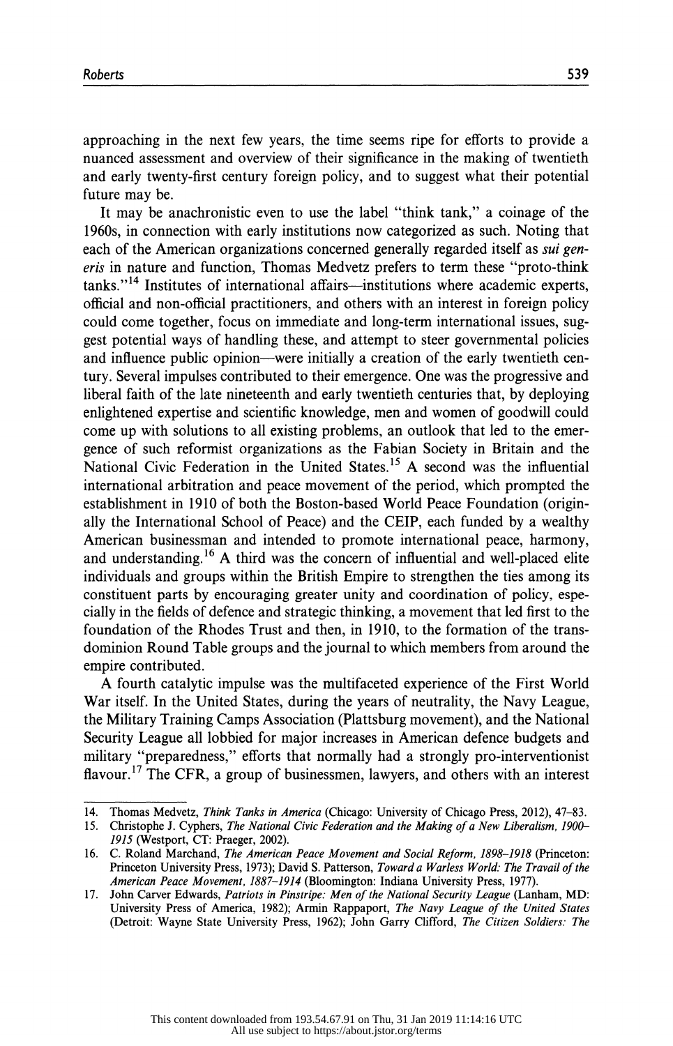approaching in the next few years, the time seems ripe for efforts to provide a nuanced assessment and overview of their significance in the making of twentieth and early twenty-first century foreign policy, and to suggest what their potential future may be.

It may be anachronistic even to use the label "think tank," a coinage of the 1960s, in connection with early institutions now categorized as such. Noting that each of the American organizations concerned generally regarded itself as *sui generis* in nature and function, Thomas Medvetz prefers to term these "proto-think tanks."[14] Institutes of international affairs—institutions where academic experts, official and non-official practitioners, and others with an interest in foreign policy could come together, focus on immediate and long-term international issues, suggest potential ways of handling these, and attempt to steer governmental policies and influence public opinion—were initially a creation of the early twentieth century. Several impulses contributed to their emergence. One was the progressive and liberal faith of the late nineteenth and early twentieth centuries that, by deploying enlightened expertise and scientific knowledge, men and women of goodwill could come up with solutions to all existing problems, an outlook that led to the emergence of such reformist organizations as the Fabian Society in Britain and the National Civic Federation in the United States.[15] A second was the influential international arbitration and peace movement of the period, which prompted the establishment in 1910 of both the Boston-based World Peace Foundation (originally the International School of Peace) and the CEIP, each funded by a wealthy American businessman and intended to promote international peace, harmony, and understanding.[16] A third was the concern of influential and well-placed elite individuals and groups within the British Empire to strengthen the ties among its constituent parts by encouraging greater unity and coordination of policy, especially in the fields of defence and strategic thinking, a movement that led first to the foundation of the Rhodes Trust and then, in 1910, to the formation of the trans-dominion Round Table groups and the journal to which members from around the empire contributed.

A fourth catalytic impulse was the multifaceted experience of the First World War itself. In the United States, during the years of neutrality, the Navy League, the Military Training Camps Association (Plattsburg movement), and the National Security League all lobbied for major increases in American defence budgets and military "preparedness," efforts that normally had a strongly pro-interventionist flavour.[17] The CFR, a group of businessmen, lawyers, and others with an interest

---

14. Thomas Medvetz, *Think Tanks in America* (Chicago: University of Chicago Press, 2012), 47–83.
15. Christophe J. Cyphers, *The National Civic Federation and the Making of a New Liberalism, 1900–1915* (Westport, CT: Praeger, 2002).
16. C. Roland Marchand, *The American Peace Movement and Social Reform, 1898–1918* (Princeton: Princeton University Press, 1973); David S. Patterson, *Toward a Warless World: The Travail of the American Peace Movement, 1887–1914* (Bloomington: Indiana University Press, 1977).
17. John Carver Edwards, *Patriots in Pinstripe: Men of the National Security League* (Lanham, MD: University Press of America, 1982); Armin Rappaport, *The Navy League of the United States* (Detroit: Wayne State University Press, 1962); John Garry Clifford, *The Citizen Soldiers: The*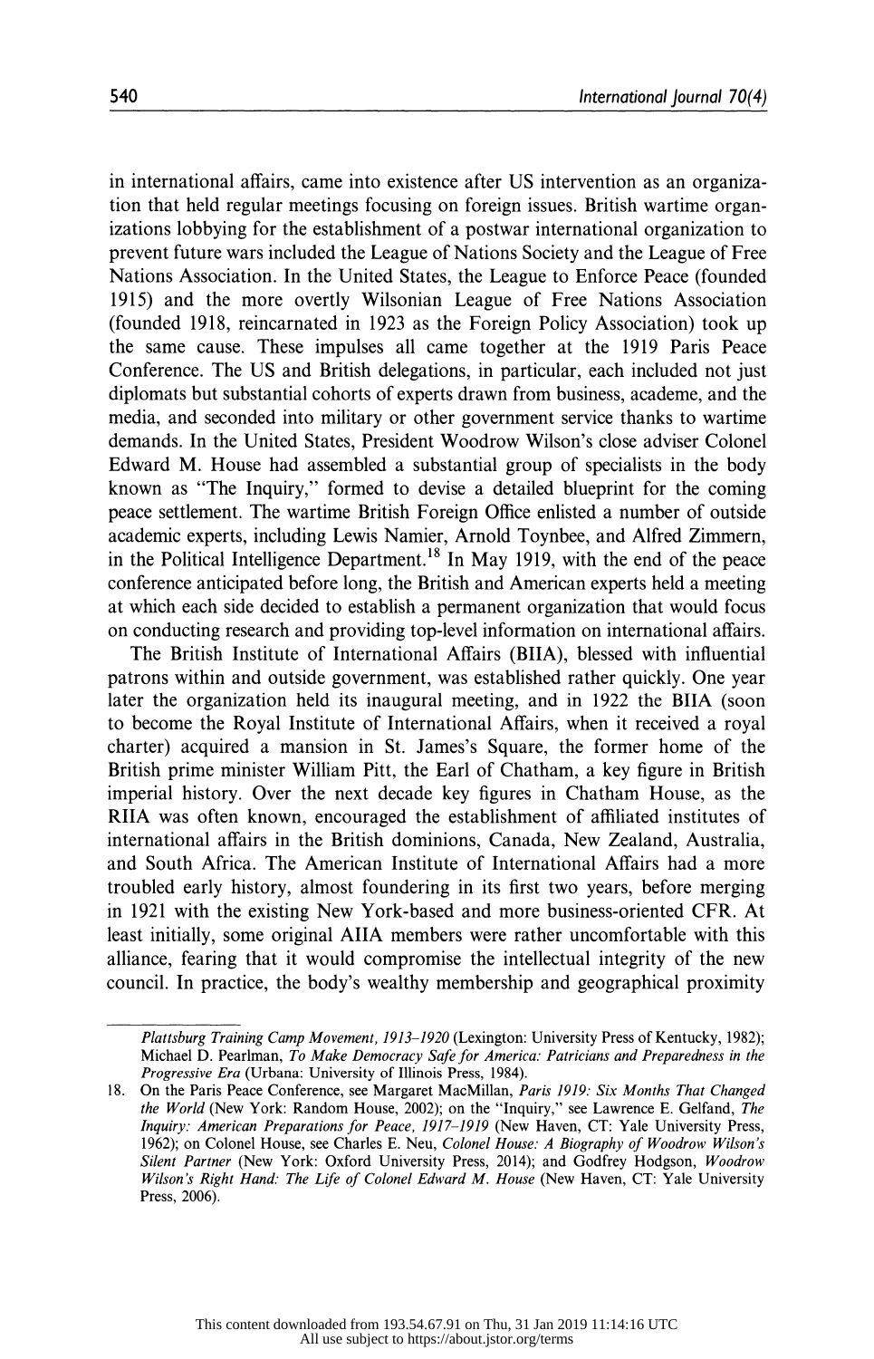in international affairs, came into existence after US intervention as an organization that held regular meetings focusing on foreign issues. British wartime organizations lobbying for the establishment of a postwar international organization to prevent future wars included the League of Nations Society and the League of Free Nations Association. In the United States, the League to Enforce Peace (founded 1915) and the more overtly Wilsonian League of Free Nations Association (founded 1918, reincarnated in 1923 as the Foreign Policy Association) took up the same cause. These impulses all came together at the 1919 Paris Peace Conference. The US and British delegations, in particular, each included not just diplomats but substantial cohorts of experts drawn from business, academe, and the media, and seconded into military or other government service thanks to wartime demands. In the United States, President Woodrow Wilson's close adviser Colonel Edward M. House had assembled a substantial group of specialists in the body known as "The Inquiry," formed to devise a detailed blueprint for the coming peace settlement. The wartime British Foreign Office enlisted a number of outside academic experts, including Lewis Namier, Arnold Toynbee, and Alfred Zimmern, in the Political Intelligence Department.[18] In May 1919, with the end of the peace conference anticipated before long, the British and American experts held a meeting at which each side decided to establish a permanent organization that would focus on conducting research and providing top-level information on international affairs.

The British Institute of International Affairs (BIIA), blessed with influential patrons within and outside government, was established rather quickly. One year later the organization held its inaugural meeting, and in 1922 the BIIA (soon to become the Royal Institute of International Affairs, when it received a royal charter) acquired a mansion in St. James's Square, the former home of the British prime minister William Pitt, the Earl of Chatham, a key figure in British imperial history. Over the next decade key figures in Chatham House, as the RIIA was often known, encouraged the establishment of affiliated institutes of international affairs in the British dominions, Canada, New Zealand, Australia, and South Africa. The American Institute of International Affairs had a more troubled early history, almost foundering in its first two years, before merging in 1921 with the existing New York-based and more business-oriented CFR. At least initially, some original AIIA members were rather uncomfortable with this alliance, fearing that it would compromise the intellectual integrity of the new council. In practice, the body's wealthy membership and geographical proximity

*Plattsburg Training Camp Movement, 1913–1920* (Lexington: University Press of Kentucky, 1982); Michael D. Pearlman, *To Make Democracy Safe for America: Patricians and Preparedness in the Progressive Era* (Urbana: University of Illinois Press, 1984).

18. On the Paris Peace Conference, see Margaret MacMillan, *Paris 1919: Six Months That Changed the World* (New York: Random House, 2002); on the "Inquiry," see Lawrence E. Gelfand, *The Inquiry: American Preparations for Peace, 1917–1919* (New Haven, CT: Yale University Press, 1962); on Colonel House, see Charles E. Neu, *Colonel House: A Biography of Woodrow Wilson's Silent Partner* (New York: Oxford University Press, 2014); and Godfrey Hodgson, *Woodrow Wilson's Right Hand: The Life of Colonel Edward M. House* (New Haven, CT: Yale University Press, 2006).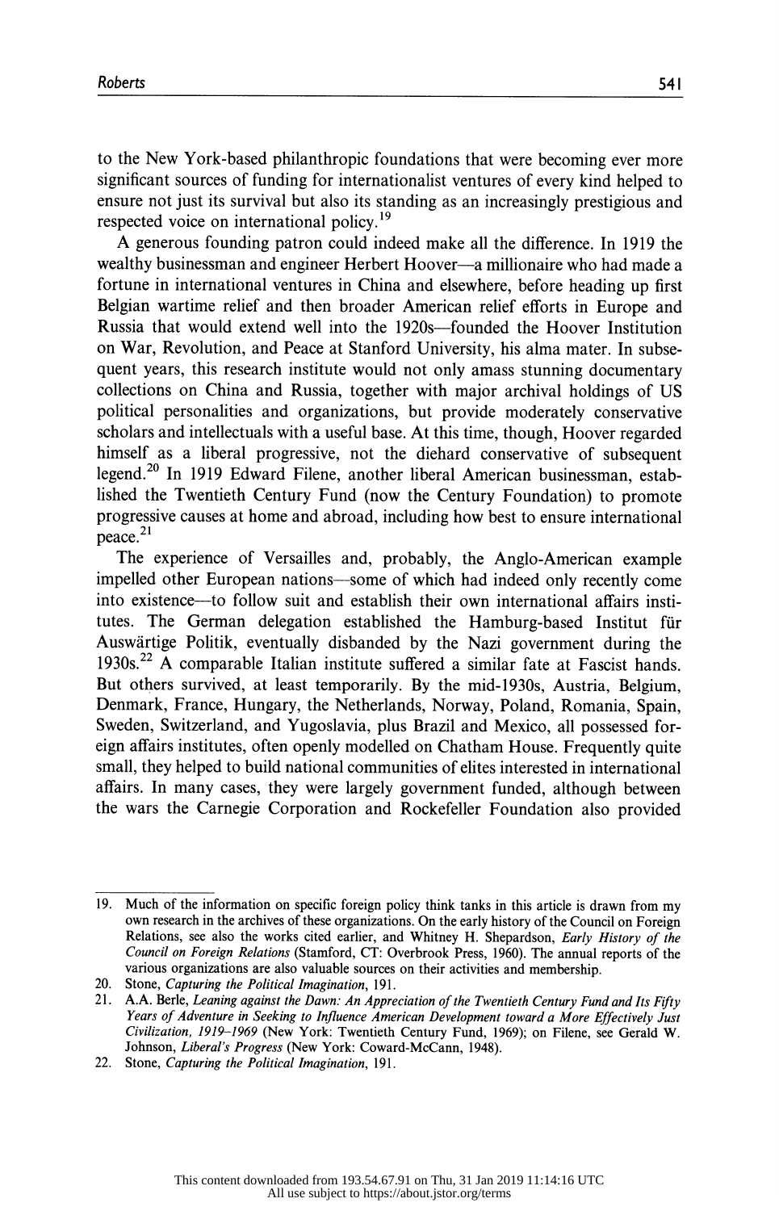to the New York-based philanthropic foundations that were becoming ever more significant sources of funding for internationalist ventures of every kind helped to ensure not just its survival but also its standing as an increasingly prestigious and respected voice on international policy.[19]

A generous founding patron could indeed make all the difference. In 1919 the wealthy businessman and engineer Herbert Hoover—a millionaire who had made a fortune in international ventures in China and elsewhere, before heading up first Belgian wartime relief and then broader American relief efforts in Europe and Russia that would extend well into the 1920s—founded the Hoover Institution on War, Revolution, and Peace at Stanford University, his alma mater. In subsequent years, this research institute would not only amass stunning documentary collections on China and Russia, together with major archival holdings of US political personalities and organizations, but provide moderately conservative scholars and intellectuals with a useful base. At this time, though, Hoover regarded himself as a liberal progressive, not the diehard conservative of subsequent legend.[20] In 1919 Edward Filene, another liberal American businessman, established the Twentieth Century Fund (now the Century Foundation) to promote progressive causes at home and abroad, including how best to ensure international peace.[21]

The experience of Versailles and, probably, the Anglo-American example impelled other European nations—some of which had indeed only recently come into existence—to follow suit and establish their own international affairs institutes. The German delegation established the Hamburg-based Institut für Auswärtige Politik, eventually disbanded by the Nazi government during the 1930s.[22] A comparable Italian institute suffered a similar fate at Fascist hands. But others survived, at least temporarily. By the mid-1930s, Austria, Belgium, Denmark, France, Hungary, the Netherlands, Norway, Poland, Romania, Spain, Sweden, Switzerland, and Yugoslavia, plus Brazil and Mexico, all possessed foreign affairs institutes, often openly modelled on Chatham House. Frequently quite small, they helped to build national communities of elites interested in international affairs. In many cases, they were largely government funded, although between the wars the Carnegie Corporation and Rockefeller Foundation also provided

---

19. Much of the information on specific foreign policy think tanks in this article is drawn from my own research in the archives of these organizations. On the early history of the Council on Foreign Relations, see also the works cited earlier, and Whitney H. Shepardson, *Early History of the Council on Foreign Relations* (Stamford, CT: Overbrook Press, 1960). The annual reports of the various organizations are also valuable sources on their activities and membership.
20. Stone, *Capturing the Political Imagination*, 191.
21. A.A. Berle, *Leaning against the Dawn: An Appreciation of the Twentieth Century Fund and Its Fifty Years of Adventure in Seeking to Influence American Development toward a More Effectively Just Civilization, 1919–1969* (New York: Twentieth Century Fund, 1969); on Filene, see Gerald W. Johnson, *Liberal's Progress* (New York: Coward-McCann, 1948).
22. Stone, *Capturing the Political Imagination*, 191.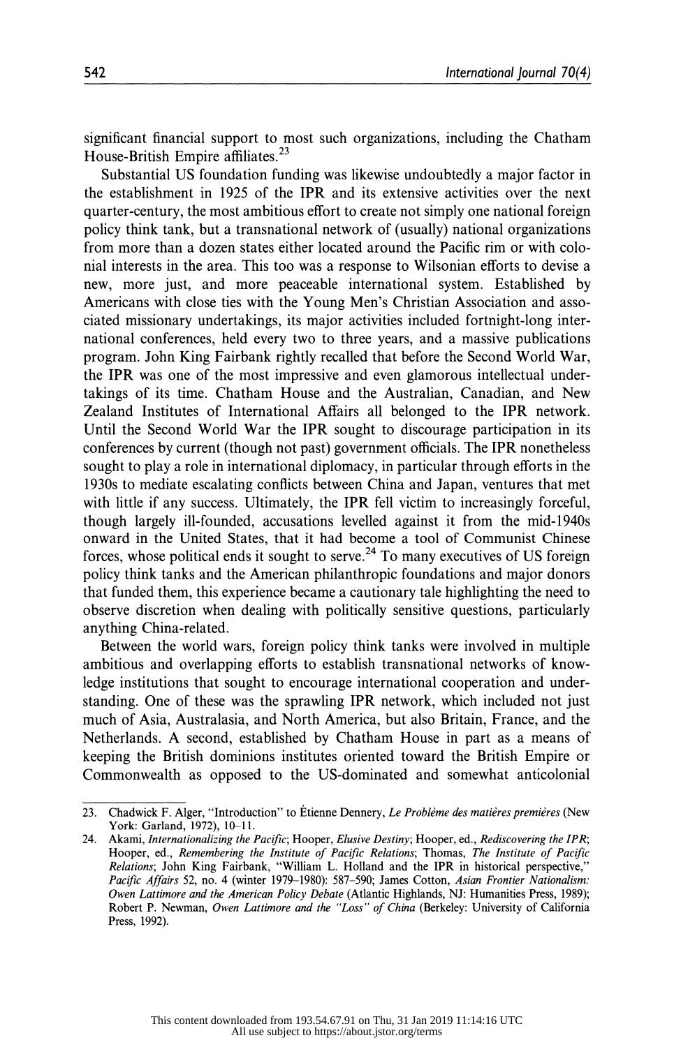significant financial support to most such organizations, including the Chatham House-British Empire affiliates.[23]

Substantial US foundation funding was likewise undoubtedly a major factor in the establishment in 1925 of the IPR and its extensive activities over the next quarter-century, the most ambitious effort to create not simply one national foreign policy think tank, but a transnational network of (usually) national organizations from more than a dozen states either located around the Pacific rim or with colonial interests in the area. This too was a response to Wilsonian efforts to devise a new, more just, and more peaceable international system. Established by Americans with close ties with the Young Men's Christian Association and associated missionary undertakings, its major activities included fortnight-long international conferences, held every two to three years, and a massive publications program. John King Fairbank rightly recalled that before the Second World War, the IPR was one of the most impressive and even glamorous intellectual undertakings of its time. Chatham House and the Australian, Canadian, and New Zealand Institutes of International Affairs all belonged to the IPR network. Until the Second World War the IPR sought to discourage participation in its conferences by current (though not past) government officials. The IPR nonetheless sought to play a role in international diplomacy, in particular through efforts in the 1930s to mediate escalating conflicts between China and Japan, ventures that met with little if any success. Ultimately, the IPR fell victim to increasingly forceful, though largely ill-founded, accusations levelled against it from the mid-1940s onward in the United States, that it had become a tool of Communist Chinese forces, whose political ends it sought to serve.[24] To many executives of US foreign policy think tanks and the American philanthropic foundations and major donors that funded them, this experience became a cautionary tale highlighting the need to observe discretion when dealing with politically sensitive questions, particularly anything China-related.

Between the world wars, foreign policy think tanks were involved in multiple ambitious and overlapping efforts to establish transnational networks of knowledge institutions that sought to encourage international cooperation and understanding. One of these was the sprawling IPR network, which included not just much of Asia, Australasia, and North America, but also Britain, France, and the Netherlands. A second, established by Chatham House in part as a means of keeping the British dominions institutes oriented toward the British Empire or Commonwealth as opposed to the US-dominated and somewhat anticolonial

23. Chadwick F. Alger, "Introduction" to Étienne Dennery, *Le Problème des matières premières* (New York: Garland, 1972), 10–11.

24. Akami, *Internationalizing the Pacific*; Hooper, *Elusive Destiny*; Hooper, ed., *Rediscovering the IPR*; Hooper, ed., *Remembering the Institute of Pacific Relations*; Thomas, *The Institute of Pacific Relations*; John King Fairbank, "William L. Holland and the IPR in historical perspective," *Pacific Affairs* 52, no. 4 (winter 1979–1980): 587–590; James Cotton, *Asian Frontier Nationalism: Owen Lattimore and the American Policy Debate* (Atlantic Highlands, NJ: Humanities Press, 1989); Robert P. Newman, *Owen Lattimore and the "Loss" of China* (Berkeley: University of California Press, 1992).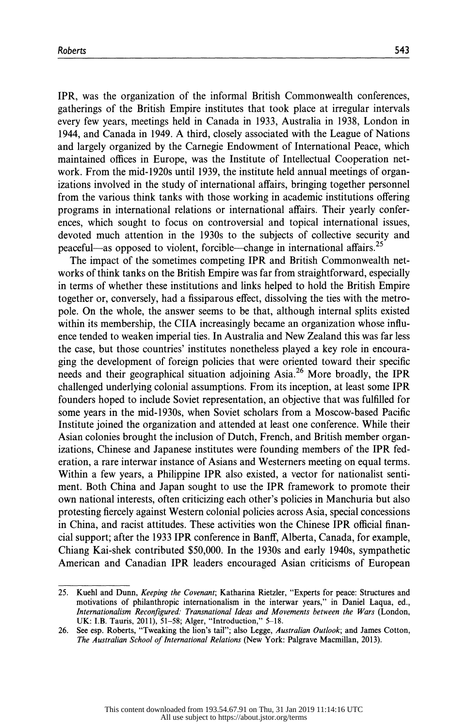IPR, was the organization of the informal British Commonwealth conferences, gatherings of the British Empire institutes that took place at irregular intervals every few years, meetings held in Canada in 1933, Australia in 1938, London in 1944, and Canada in 1949. A third, closely associated with the League of Nations and largely organized by the Carnegie Endowment of International Peace, which maintained offices in Europe, was the Institute of Intellectual Cooperation network. From the mid-1920s until 1939, the institute held annual meetings of organizations involved in the study of international affairs, bringing together personnel from the various think tanks with those working in academic institutions offering programs in international relations or international affairs. Their yearly conferences, which sought to focus on controversial and topical international issues, devoted much attention in the 1930s to the subjects of collective security and peaceful—as opposed to violent, forcible—change in international affairs.[25]

The impact of the sometimes competing IPR and British Commonwealth networks of think tanks on the British Empire was far from straightforward, especially in terms of whether these institutions and links helped to hold the British Empire together or, conversely, had a fissiparous effect, dissolving the ties with the metropole. On the whole, the answer seems to be that, although internal splits existed within its membership, the CIIA increasingly became an organization whose influence tended to weaken imperial ties. In Australia and New Zealand this was far less the case, but those countries' institutes nonetheless played a key role in encouraging the development of foreign policies that were oriented toward their specific needs and their geographical situation adjoining Asia.[26] More broadly, the IPR challenged underlying colonial assumptions. From its inception, at least some IPR founders hoped to include Soviet representation, an objective that was fulfilled for some years in the mid-1930s, when Soviet scholars from a Moscow-based Pacific Institute joined the organization and attended at least one conference. While their Asian colonies brought the inclusion of Dutch, French, and British member organizations, Chinese and Japanese institutes were founding members of the IPR federation, a rare interwar instance of Asians and Westerners meeting on equal terms. Within a few years, a Philippine IPR also existed, a vector for nationalist sentiment. Both China and Japan sought to use the IPR framework to promote their own national interests, often criticizing each other's policies in Manchuria but also protesting fiercely against Western colonial policies across Asia, special concessions in China, and racist attitudes. These activities won the Chinese IPR official financial support; after the 1933 IPR conference in Banff, Alberta, Canada, for example, Chiang Kai-shek contributed $50,000. In the 1930s and early 1940s, sympathetic American and Canadian IPR leaders encouraged Asian criticisms of European

25. Kuehl and Dunn, *Keeping the Covenant*; Katharina Rietzler, "Experts for peace: Structures and motivations of philanthropic internationalism in the interwar years," in Daniel Laqua, ed., *Internationalism Reconfigured: Transnational Ideas and Movements between the Wars* (London, UK: I.B. Tauris, 2011), 51–58; Alger, "Introduction," 5–18.

26. See esp. Roberts, "Tweaking the lion's tail"; also Legge, *Australian Outlook*; and James Cotton, *The Australian School of International Relations* (New York: Palgrave Macmillan, 2013).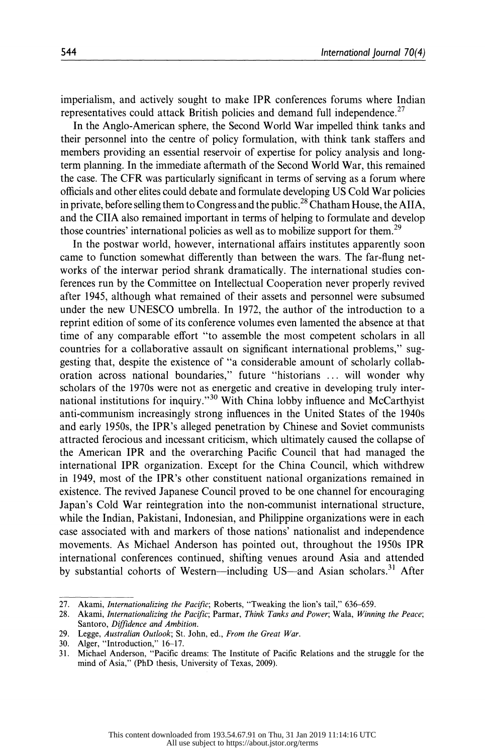imperialism, and actively sought to make IPR conferences forums where Indian representatives could attack British policies and demand full independence.[27]

In the Anglo-American sphere, the Second World War impelled think tanks and their personnel into the centre of policy formulation, with think tank staffers and members providing an essential reservoir of expertise for policy analysis and long-term planning. In the immediate aftermath of the Second World War, this remained the case. The CFR was particularly significant in terms of serving as a forum where officials and other elites could debate and formulate developing US Cold War policies in private, before selling them to Congress and the public.[28] Chatham House, the AIIA, and the CIIA also remained important in terms of helping to formulate and develop those countries' international policies as well as to mobilize support for them.[29]

In the postwar world, however, international affairs institutes apparently soon came to function somewhat differently than between the wars. The far-flung networks of the interwar period shrank dramatically. The international studies conferences run by the Committee on Intellectual Cooperation never properly revived after 1945, although what remained of their assets and personnel were subsumed under the new UNESCO umbrella. In 1972, the author of the introduction to a reprint edition of some of its conference volumes even lamented the absence at that time of any comparable effort "to assemble the most competent scholars in all countries for a collaborative assault on significant international problems," suggesting that, despite the existence of "a considerable amount of scholarly collaboration across national boundaries," future "historians … will wonder why scholars of the 1970s were not as energetic and creative in developing truly international institutions for inquiry."[30] With China lobby influence and McCarthyist anti-communism increasingly strong influences in the United States of the 1940s and early 1950s, the IPR's alleged penetration by Chinese and Soviet communists attracted ferocious and incessant criticism, which ultimately caused the collapse of the American IPR and the overarching Pacific Council that had managed the international IPR organization. Except for the China Council, which withdrew in 1949, most of the IPR's other constituent national organizations remained in existence. The revived Japanese Council proved to be one channel for encouraging Japan's Cold War reintegration into the non-communist international structure, while the Indian, Pakistani, Indonesian, and Philippine organizations were in each case associated with and markers of those nations' nationalist and independence movements. As Michael Anderson has pointed out, throughout the 1950s IPR international conferences continued, shifting venues around Asia and attended by substantial cohorts of Western—including US—and Asian scholars.[31] After

27. Akami, *Internationalizing the Pacific*; Roberts, "Tweaking the lion's tail," 636–659.
28. Akami, *Internationalizing the Pacific*; Parmar, *Think Tanks and Power*; Wala, *Winning the Peace*; Santoro, *Diffidence and Ambition*.
29. Legge, *Australian Outlook*; St. John, ed., *From the Great War*.
30. Alger, "Introduction," 16–17.
31. Michael Anderson, "Pacific dreams: The Institute of Pacific Relations and the struggle for the mind of Asia," (PhD thesis, University of Texas, 2009).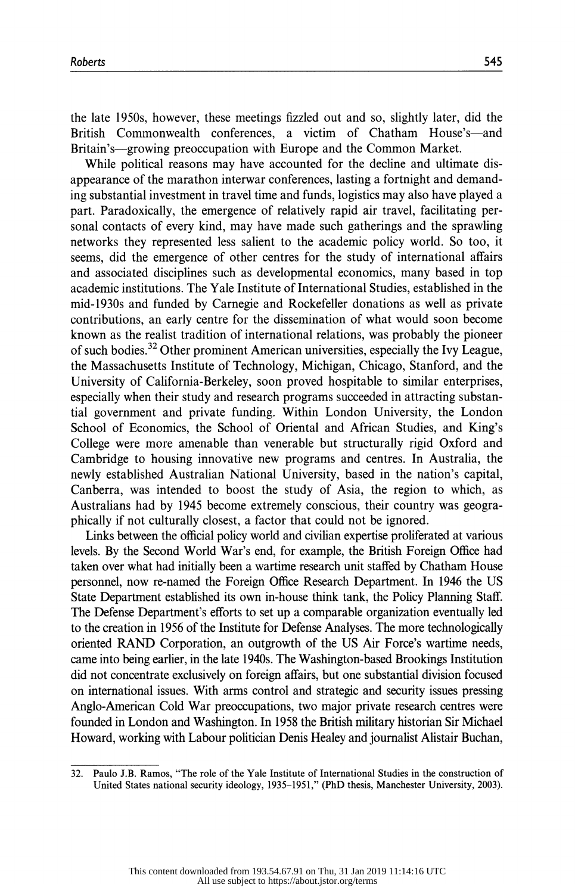the late 1950s, however, these meetings fizzled out and so, slightly later, did the British Commonwealth conferences, a victim of Chatham House's—and Britain's—growing preoccupation with Europe and the Common Market.

While political reasons may have accounted for the decline and ultimate disappearance of the marathon interwar conferences, lasting a fortnight and demanding substantial investment in travel time and funds, logistics may also have played a part. Paradoxically, the emergence of relatively rapid air travel, facilitating personal contacts of every kind, may have made such gatherings and the sprawling networks they represented less salient to the academic policy world. So too, it seems, did the emergence of other centres for the study of international affairs and associated disciplines such as developmental economics, many based in top academic institutions. The Yale Institute of International Studies, established in the mid-1930s and funded by Carnegie and Rockefeller donations as well as private contributions, an early centre for the dissemination of what would soon become known as the realist tradition of international relations, was probably the pioneer of such bodies.[32] Other prominent American universities, especially the Ivy League, the Massachusetts Institute of Technology, Michigan, Chicago, Stanford, and the University of California-Berkeley, soon proved hospitable to similar enterprises, especially when their study and research programs succeeded in attracting substantial government and private funding. Within London University, the London School of Economics, the School of Oriental and African Studies, and King's College were more amenable than venerable but structurally rigid Oxford and Cambridge to housing innovative new programs and centres. In Australia, the newly established Australian National University, based in the nation's capital, Canberra, was intended to boost the study of Asia, the region to which, as Australians had by 1945 become extremely conscious, their country was geographically if not culturally closest, a factor that could not be ignored.

Links between the official policy world and civilian expertise proliferated at various levels. By the Second World War's end, for example, the British Foreign Office had taken over what had initially been a wartime research unit staffed by Chatham House personnel, now re-named the Foreign Office Research Department. In 1946 the US State Department established its own in-house think tank, the Policy Planning Staff. The Defense Department's efforts to set up a comparable organization eventually led to the creation in 1956 of the Institute for Defense Analyses. The more technologically oriented RAND Corporation, an outgrowth of the US Air Force's wartime needs, came into being earlier, in the late 1940s. The Washington-based Brookings Institution did not concentrate exclusively on foreign affairs, but one substantial division focused on international issues. With arms control and strategic and security issues pressing Anglo-American Cold War preoccupations, two major private research centres were founded in London and Washington. In 1958 the British military historian Sir Michael Howard, working with Labour politician Denis Healey and journalist Alistair Buchan,

32. Paulo J.B. Ramos, "The role of the Yale Institute of International Studies in the construction of United States national security ideology, 1935–1951," (PhD thesis, Manchester University, 2003).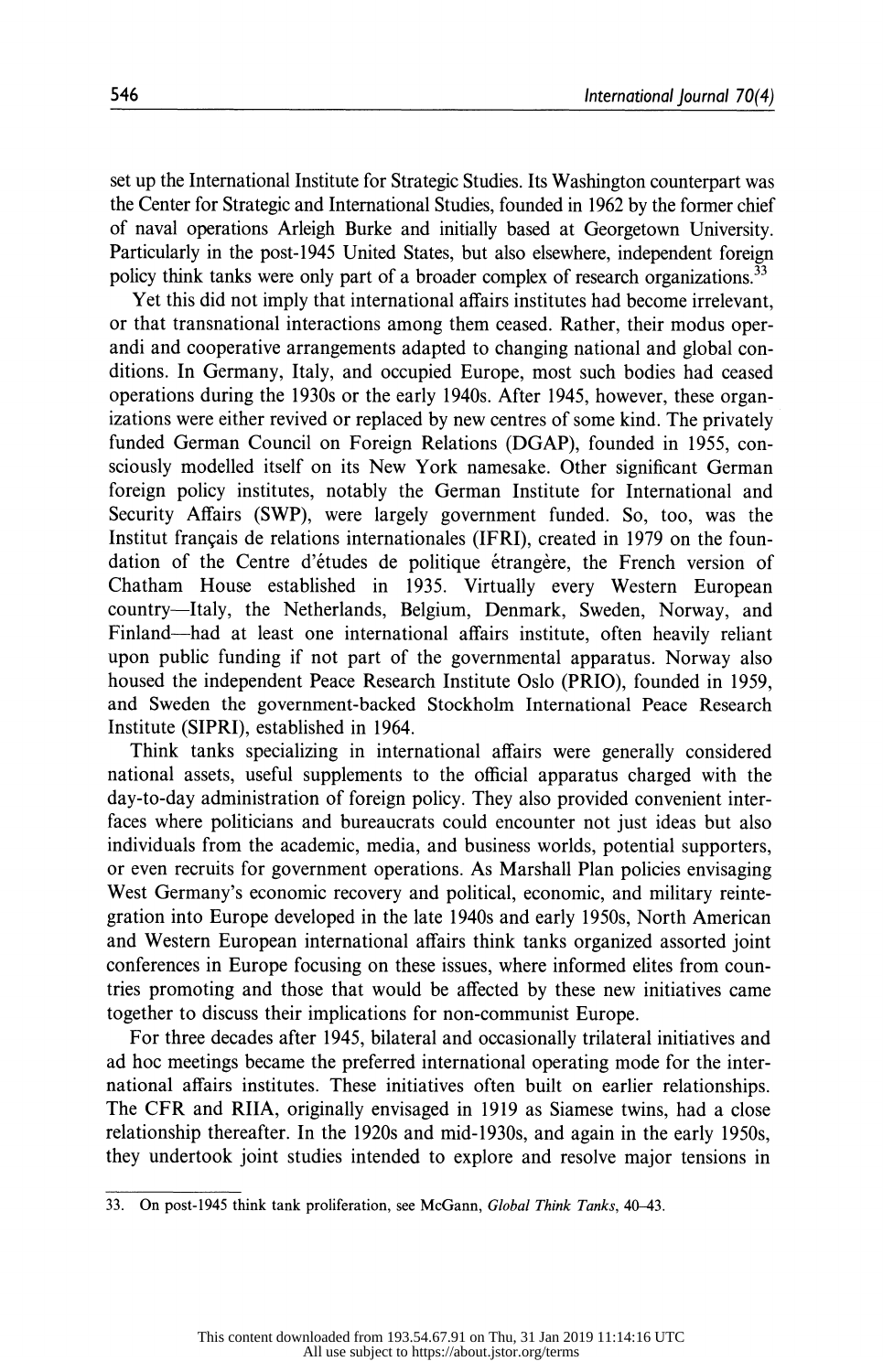set up the International Institute for Strategic Studies. Its Washington counterpart was the Center for Strategic and International Studies, founded in 1962 by the former chief of naval operations Arleigh Burke and initially based at Georgetown University. Particularly in the post-1945 United States, but also elsewhere, independent foreign policy think tanks were only part of a broader complex of research organizations.[33]

Yet this did not imply that international affairs institutes had become irrelevant, or that transnational interactions among them ceased. Rather, their modus operandi and cooperative arrangements adapted to changing national and global conditions. In Germany, Italy, and occupied Europe, most such bodies had ceased operations during the 1930s or the early 1940s. After 1945, however, these organizations were either revived or replaced by new centres of some kind. The privately funded German Council on Foreign Relations (DGAP), founded in 1955, consciously modelled itself on its New York namesake. Other significant German foreign policy institutes, notably the German Institute for International and Security Affairs (SWP), were largely government funded. So, too, was the Institut français de relations internationales (IFRI), created in 1979 on the foundation of the Centre d'études de politique étrangère, the French version of Chatham House established in 1935. Virtually every Western European country—Italy, the Netherlands, Belgium, Denmark, Sweden, Norway, and Finland—had at least one international affairs institute, often heavily reliant upon public funding if not part of the governmental apparatus. Norway also housed the independent Peace Research Institute Oslo (PRIO), founded in 1959, and Sweden the government-backed Stockholm International Peace Research Institute (SIPRI), established in 1964.

Think tanks specializing in international affairs were generally considered national assets, useful supplements to the official apparatus charged with the day-to-day administration of foreign policy. They also provided convenient interfaces where politicians and bureaucrats could encounter not just ideas but also individuals from the academic, media, and business worlds, potential supporters, or even recruits for government operations. As Marshall Plan policies envisaging West Germany's economic recovery and political, economic, and military reintegration into Europe developed in the late 1940s and early 1950s, North American and Western European international affairs think tanks organized assorted joint conferences in Europe focusing on these issues, where informed elites from countries promoting and those that would be affected by these new initiatives came together to discuss their implications for non-communist Europe.

For three decades after 1945, bilateral and occasionally trilateral initiatives and ad hoc meetings became the preferred international operating mode for the international affairs institutes. These initiatives often built on earlier relationships. The CFR and RIIA, originally envisaged in 1919 as Siamese twins, had a close relationship thereafter. In the 1920s and mid-1930s, and again in the early 1950s, they undertook joint studies intended to explore and resolve major tensions in

33. On post-1945 think tank proliferation, see McGann, *Global Think Tanks*, 40–43.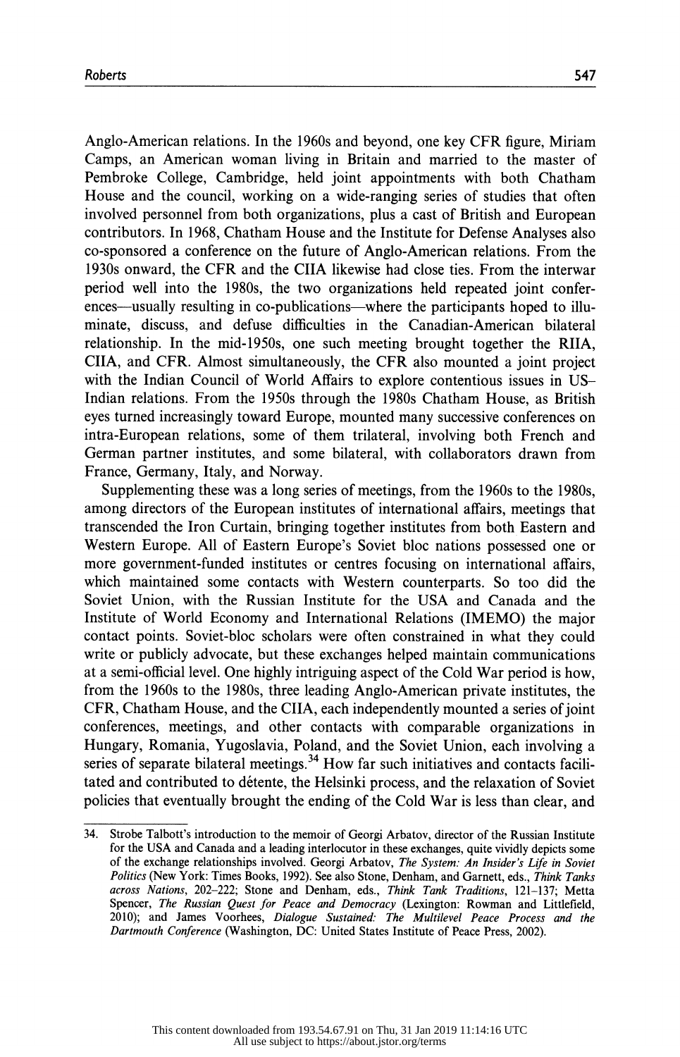Anglo-American relations. In the 1960s and beyond, one key CFR figure, Miriam Camps, an American woman living in Britain and married to the master of Pembroke College, Cambridge, held joint appointments with both Chatham House and the council, working on a wide-ranging series of studies that often involved personnel from both organizations, plus a cast of British and European contributors. In 1968, Chatham House and the Institute for Defense Analyses also co-sponsored a conference on the future of Anglo-American relations. From the 1930s onward, the CFR and the CIIA likewise had close ties. From the interwar period well into the 1980s, the two organizations held repeated joint conferences—usually resulting in co-publications—where the participants hoped to illuminate, discuss, and defuse difficulties in the Canadian-American bilateral relationship. In the mid-1950s, one such meeting brought together the RIIA, CIIA, and CFR. Almost simultaneously, the CFR also mounted a joint project with the Indian Council of World Affairs to explore contentious issues in US–Indian relations. From the 1950s through the 1980s Chatham House, as British eyes turned increasingly toward Europe, mounted many successive conferences on intra-European relations, some of them trilateral, involving both French and German partner institutes, and some bilateral, with collaborators drawn from France, Germany, Italy, and Norway.

Supplementing these was a long series of meetings, from the 1960s to the 1980s, among directors of the European institutes of international affairs, meetings that transcended the Iron Curtain, bringing together institutes from both Eastern and Western Europe. All of Eastern Europe's Soviet bloc nations possessed one or more government-funded institutes or centres focusing on international affairs, which maintained some contacts with Western counterparts. So too did the Soviet Union, with the Russian Institute for the USA and Canada and the Institute of World Economy and International Relations (IMEMO) the major contact points. Soviet-bloc scholars were often constrained in what they could write or publicly advocate, but these exchanges helped maintain communications at a semi-official level. One highly intriguing aspect of the Cold War period is how, from the 1960s to the 1980s, three leading Anglo-American private institutes, the CFR, Chatham House, and the CIIA, each independently mounted a series of joint conferences, meetings, and other contacts with comparable organizations in Hungary, Romania, Yugoslavia, Poland, and the Soviet Union, each involving a series of separate bilateral meetings.[34] How far such initiatives and contacts facilitated and contributed to détente, the Helsinki process, and the relaxation of Soviet policies that eventually brought the ending of the Cold War is less than clear, and

34. Strobe Talbott's introduction to the memoir of Georgi Arbatov, director of the Russian Institute for the USA and Canada and a leading interlocutor in these exchanges, quite vividly depicts some of the exchange relationships involved. Georgi Arbatov, *The System: An Insider's Life in Soviet Politics* (New York: Times Books, 1992). See also Stone, Denham, and Garnett, eds., *Think Tanks across Nations*, 202–222; Stone and Denham, eds., *Think Tank Traditions*, 121–137; Metta Spencer, *The Russian Quest for Peace and Democracy* (Lexington: Rowman and Littlefield, 2010); and James Voorhees, *Dialogue Sustained: The Multilevel Peace Process and the Dartmouth Conference* (Washington, DC: United States Institute of Peace Press, 2002).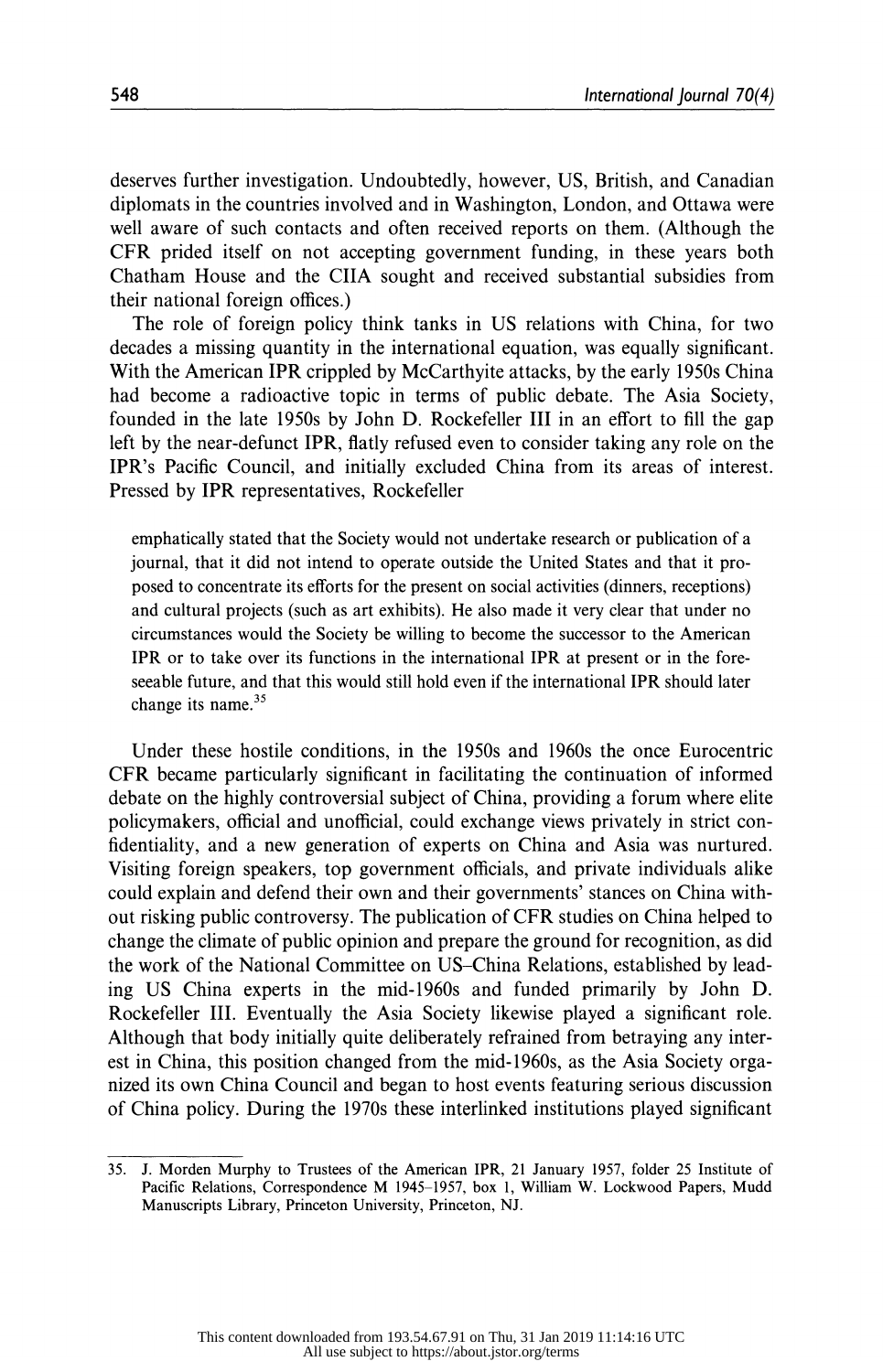deserves further investigation. Undoubtedly, however, US, British, and Canadian diplomats in the countries involved and in Washington, London, and Ottawa were well aware of such contacts and often received reports on them. (Although the CFR prided itself on not accepting government funding, in these years both Chatham House and the CIIA sought and received substantial subsidies from their national foreign offices.)

The role of foreign policy think tanks in US relations with China, for two decades a missing quantity in the international equation, was equally significant. With the American IPR crippled by McCarthyite attacks, by the early 1950s China had become a radioactive topic in terms of public debate. The Asia Society, founded in the late 1950s by John D. Rockefeller III in an effort to fill the gap left by the near-defunct IPR, flatly refused even to consider taking any role on the IPR's Pacific Council, and initially excluded China from its areas of interest. Pressed by IPR representatives, Rockefeller

> emphatically stated that the Society would not undertake research or publication of a journal, that it did not intend to operate outside the United States and that it proposed to concentrate its efforts for the present on social activities (dinners, receptions) and cultural projects (such as art exhibits). He also made it very clear that under no circumstances would the Society be willing to become the successor to the American IPR or to take over its functions in the international IPR at present or in the foreseeable future, and that this would still hold even if the international IPR should later change its name.[35]

Under these hostile conditions, in the 1950s and 1960s the once Eurocentric CFR became particularly significant in facilitating the continuation of informed debate on the highly controversial subject of China, providing a forum where elite policymakers, official and unofficial, could exchange views privately in strict confidentiality, and a new generation of experts on China and Asia was nurtured. Visiting foreign speakers, top government officials, and private individuals alike could explain and defend their own and their governments' stances on China without risking public controversy. The publication of CFR studies on China helped to change the climate of public opinion and prepare the ground for recognition, as did the work of the National Committee on US–China Relations, established by leading US China experts in the mid-1960s and funded primarily by John D. Rockefeller III. Eventually the Asia Society likewise played a significant role. Although that body initially quite deliberately refrained from betraying any interest in China, this position changed from the mid-1960s, as the Asia Society organized its own China Council and began to host events featuring serious discussion of China policy. During the 1970s these interlinked institutions played significant

35. J. Morden Murphy to Trustees of the American IPR, 21 January 1957, folder 25 Institute of Pacific Relations, Correspondence M 1945–1957, box 1, William W. Lockwood Papers, Mudd Manuscripts Library, Princeton University, Princeton, NJ.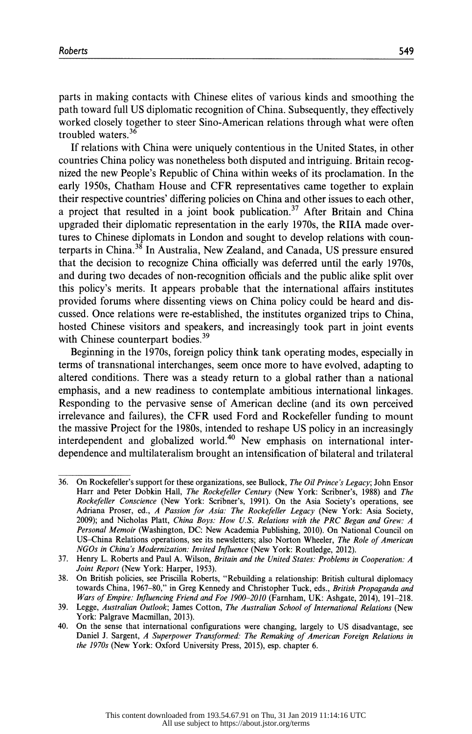parts in making contacts with Chinese elites of various kinds and smoothing the path toward full US diplomatic recognition of China. Subsequently, they effectively worked closely together to steer Sino-American relations through what were often troubled waters.[36]

If relations with China were uniquely contentious in the United States, in other countries China policy was nonetheless both disputed and intriguing. Britain recognized the new People's Republic of China within weeks of its proclamation. In the early 1950s, Chatham House and CFR representatives came together to explain their respective countries' differing policies on China and other issues to each other, a project that resulted in a joint book publication.[37] After Britain and China upgraded their diplomatic representation in the early 1970s, the RIIA made overtures to Chinese diplomats in London and sought to develop relations with counterparts in China.[38] In Australia, New Zealand, and Canada, US pressure ensured that the decision to recognize China officially was deferred until the early 1970s, and during two decades of non-recognition officials and the public alike split over this policy's merits. It appears probable that the international affairs institutes provided forums where dissenting views on China policy could be heard and discussed. Once relations were re-established, the institutes organized trips to China, hosted Chinese visitors and speakers, and increasingly took part in joint events with Chinese counterpart bodies.[39]

Beginning in the 1970s, foreign policy think tank operating modes, especially in terms of transnational interchanges, seem once more to have evolved, adapting to altered conditions. There was a steady return to a global rather than a national emphasis, and a new readiness to contemplate ambitious international linkages. Responding to the pervasive sense of American decline (and its own perceived irrelevance and failures), the CFR used Ford and Rockefeller funding to mount the massive Project for the 1980s, intended to reshape US policy in an increasingly interdependent and globalized world.[40] New emphasis on international interdependence and multilateralism brought an intensification of bilateral and trilateral

---

36. On Rockefeller's support for these organizations, see Bullock, *The Oil Prince's Legacy*; John Ensor Harr and Peter Dobkin Hall, *The Rockefeller Century* (New York: Scribner's, 1988) and *The Rockefeller Conscience* (New York: Scribner's, 1991). On the Asia Society's operations, see Adriana Proser, ed., *A Passion for Asia: The Rockefeller Legacy* (New York: Asia Society, 2009); and Nicholas Platt, *China Boys: How U.S. Relations with the PRC Began and Grew: A Personal Memoir* (Washington, DC: New Academia Publishing, 2010). On National Council on US–China Relations operations, see its newsletters; also Norton Wheeler, *The Role of American NGOs in China's Modernization: Invited Influence* (New York: Routledge, 2012).
37. Henry L. Roberts and Paul A. Wilson, *Britain and the United States: Problems in Cooperation: A Joint Report* (New York: Harper, 1953).
38. On British policies, see Priscilla Roberts, "Rebuilding a relationship: British cultural diplomacy towards China, 1967–80," in Greg Kennedy and Christopher Tuck, eds., *British Propaganda and Wars of Empire: Influencing Friend and Foe 1900–2010* (Farnham, UK: Ashgate, 2014), 191–218.
39. Legge, *Australian Outlook*; James Cotton, *The Australian School of International Relations* (New York: Palgrave Macmillan, 2013).
40. On the sense that international configurations were changing, largely to US disadvantage, see Daniel J. Sargent, *A Superpower Transformed: The Remaking of American Foreign Relations in the 1970s* (New York: Oxford University Press, 2015), esp. chapter 6.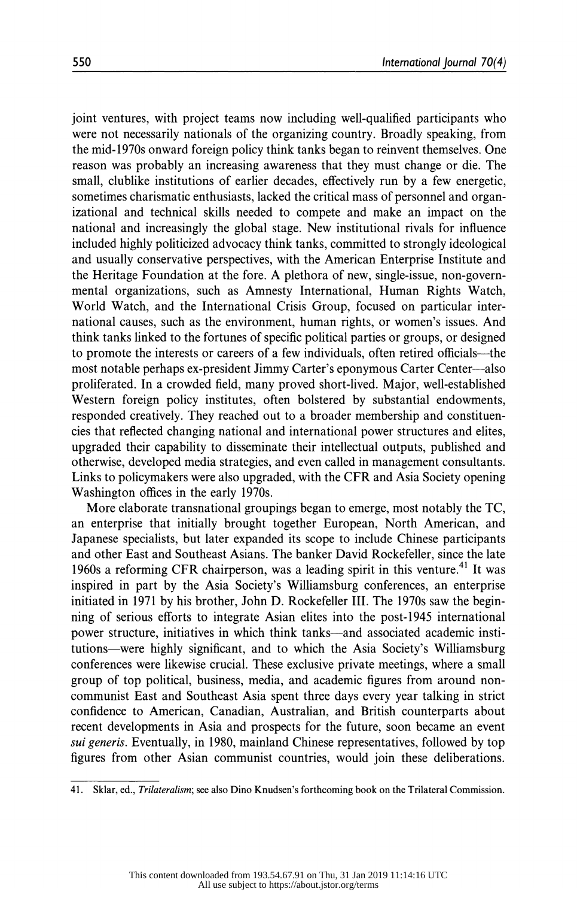joint ventures, with project teams now including well-qualified participants who were not necessarily nationals of the organizing country. Broadly speaking, from the mid-1970s onward foreign policy think tanks began to reinvent themselves. One reason was probably an increasing awareness that they must change or die. The small, clublike institutions of earlier decades, effectively run by a few energetic, sometimes charismatic enthusiasts, lacked the critical mass of personnel and organizational and technical skills needed to compete and make an impact on the national and increasingly the global stage. New institutional rivals for influence included highly politicized advocacy think tanks, committed to strongly ideological and usually conservative perspectives, with the American Enterprise Institute and the Heritage Foundation at the fore. A plethora of new, single-issue, non-governmental organizations, such as Amnesty International, Human Rights Watch, World Watch, and the International Crisis Group, focused on particular international causes, such as the environment, human rights, or women's issues. And think tanks linked to the fortunes of specific political parties or groups, or designed to promote the interests or careers of a few individuals, often retired officials—the most notable perhaps ex-president Jimmy Carter's eponymous Carter Center—also proliferated. In a crowded field, many proved short-lived. Major, well-established Western foreign policy institutes, often bolstered by substantial endowments, responded creatively. They reached out to a broader membership and constituencies that reflected changing national and international power structures and elites, upgraded their capability to disseminate their intellectual outputs, published and otherwise, developed media strategies, and even called in management consultants. Links to policymakers were also upgraded, with the CFR and Asia Society opening Washington offices in the early 1970s.

More elaborate transnational groupings began to emerge, most notably the TC, an enterprise that initially brought together European, North American, and Japanese specialists, but later expanded its scope to include Chinese participants and other East and Southeast Asians. The banker David Rockefeller, since the late 1960s a reforming CFR chairperson, was a leading spirit in this venture.[41] It was inspired in part by the Asia Society's Williamsburg conferences, an enterprise initiated in 1971 by his brother, John D. Rockefeller III. The 1970s saw the beginning of serious efforts to integrate Asian elites into the post-1945 international power structure, initiatives in which think tanks—and associated academic institutions—were highly significant, and to which the Asia Society's Williamsburg conferences were likewise crucial. These exclusive private meetings, where a small group of top political, business, media, and academic figures from around non-communist East and Southeast Asia spent three days every year talking in strict confidence to American, Canadian, Australian, and British counterparts about recent developments in Asia and prospects for the future, soon became an event *sui generis*. Eventually, in 1980, mainland Chinese representatives, followed by top figures from other Asian communist countries, would join these deliberations.

41. Sklar, ed., *Trilateralism*; see also Dino Knudsen's forthcoming book on the Trilateral Commission.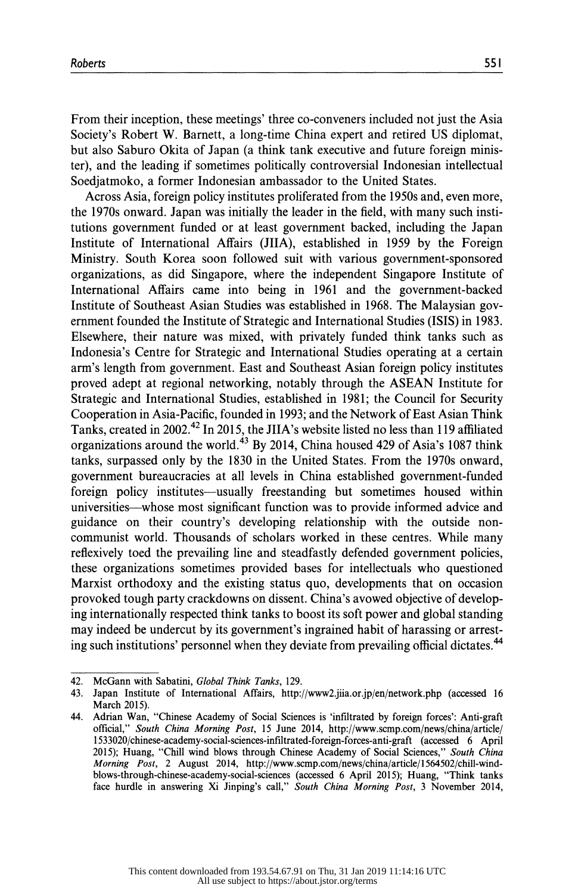From their inception, these meetings' three co-conveners included not just the Asia Society's Robert W. Barnett, a long-time China expert and retired US diplomat, but also Saburo Okita of Japan (a think tank executive and future foreign minister), and the leading if sometimes politically controversial Indonesian intellectual Soedjatmoko, a former Indonesian ambassador to the United States.

Across Asia, foreign policy institutes proliferated from the 1950s and, even more, the 1970s onward. Japan was initially the leader in the field, with many such institutions government funded or at least government backed, including the Japan Institute of International Affairs (JIIA), established in 1959 by the Foreign Ministry. South Korea soon followed suit with various government-sponsored organizations, as did Singapore, where the independent Singapore Institute of International Affairs came into being in 1961 and the government-backed Institute of Southeast Asian Studies was established in 1968. The Malaysian government founded the Institute of Strategic and International Studies (ISIS) in 1983. Elsewhere, their nature was mixed, with privately funded think tanks such as Indonesia's Centre for Strategic and International Studies operating at a certain arm's length from government. East and Southeast Asian foreign policy institutes proved adept at regional networking, notably through the ASEAN Institute for Strategic and International Studies, established in 1981; the Council for Security Cooperation in Asia-Pacific, founded in 1993; and the Network of East Asian Think Tanks, created in 2002.[42] In 2015, the JIIA's website listed no less than 119 affiliated organizations around the world.[43] By 2014, China housed 429 of Asia's 1087 think tanks, surpassed only by the 1830 in the United States. From the 1970s onward, government bureaucracies at all levels in China established government-funded foreign policy institutes—usually freestanding but sometimes housed within universities—whose most significant function was to provide informed advice and guidance on their country's developing relationship with the outside non-communist world. Thousands of scholars worked in these centres. While many reflexively toed the prevailing line and steadfastly defended government policies, these organizations sometimes provided bases for intellectuals who questioned Marxist orthodoxy and the existing status quo, developments that on occasion provoked tough party crackdowns on dissent. China's avowed objective of developing internationally respected think tanks to boost its soft power and global standing may indeed be undercut by its government's ingrained habit of harassing or arresting such institutions' personnel when they deviate from prevailing official dictates.[44]

---

42. McGann with Sabatini, *Global Think Tanks*, 129.
43. Japan Institute of International Affairs, http://www2.jiia.or.jp/en/network.php (accessed 16 March 2015).
44. Adrian Wan, "Chinese Academy of Social Sciences is 'infiltrated by foreign forces': Anti-graft official," *South China Morning Post*, 15 June 2014, http://www.scmp.com/news/china/article/1533020/chinese-academy-social-sciences-infiltrated-foreign-forces-anti-graft (accessed 6 April 2015); Huang, "Chill wind blows through Chinese Academy of Social Sciences," *South China Morning Post*, 2 August 2014, http://www.scmp.com/news/china/article/1564502/chill-wind-blows-through-chinese-academy-social-sciences (accessed 6 April 2015); Huang, "Think tanks face hurdle in answering Xi Jinping's call," *South China Morning Post*, 3 November 2014,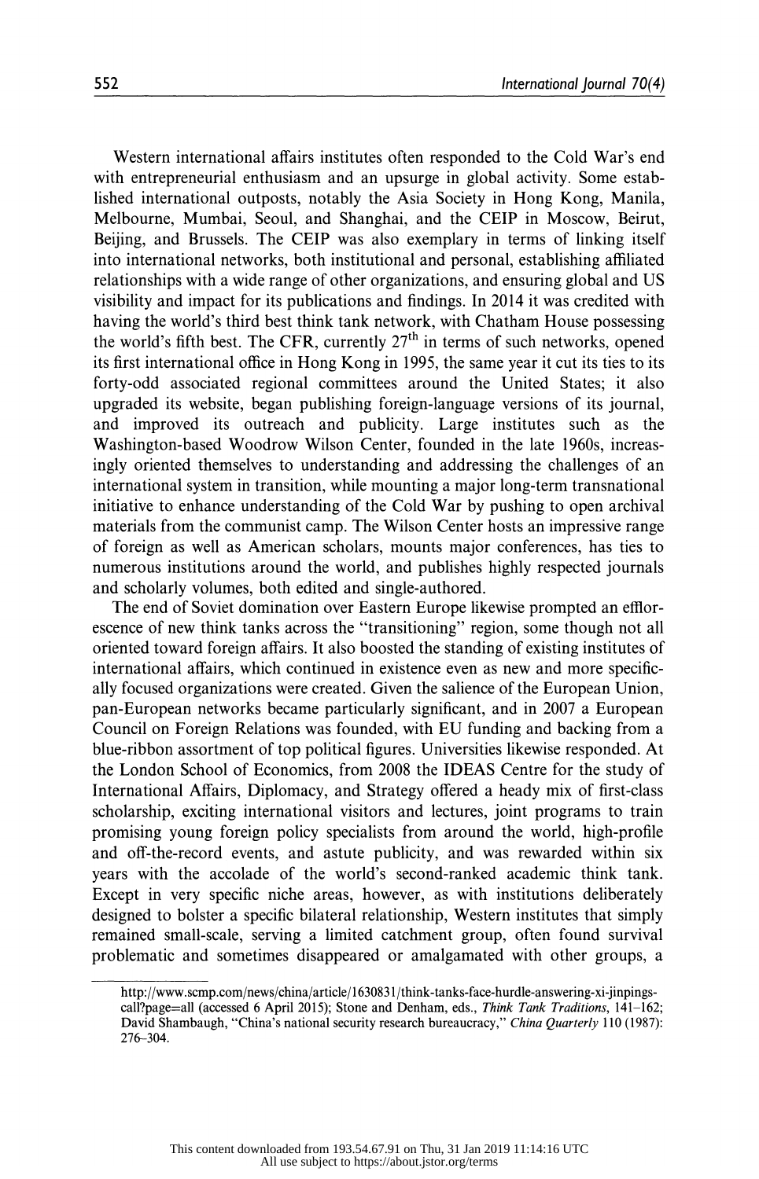Western international affairs institutes often responded to the Cold War's end with entrepreneurial enthusiasm and an upsurge in global activity. Some established international outposts, notably the Asia Society in Hong Kong, Manila, Melbourne, Mumbai, Seoul, and Shanghai, and the CEIP in Moscow, Beirut, Beijing, and Brussels. The CEIP was also exemplary in terms of linking itself into international networks, both institutional and personal, establishing affiliated relationships with a wide range of other organizations, and ensuring global and US visibility and impact for its publications and findings. In 2014 it was credited with having the world's third best think tank network, with Chatham House possessing the world's fifth best. The CFR, currently 27th in terms of such networks, opened its first international office in Hong Kong in 1995, the same year it cut its ties to its forty-odd associated regional committees around the United States; it also upgraded its website, began publishing foreign-language versions of its journal, and improved its outreach and publicity. Large institutes such as the Washington-based Woodrow Wilson Center, founded in the late 1960s, increasingly oriented themselves to understanding and addressing the challenges of an international system in transition, while mounting a major long-term transnational initiative to enhance understanding of the Cold War by pushing to open archival materials from the communist camp. The Wilson Center hosts an impressive range of foreign as well as American scholars, mounts major conferences, has ties to numerous institutions around the world, and publishes highly respected journals and scholarly volumes, both edited and single-authored.

The end of Soviet domination over Eastern Europe likewise prompted an efflorescence of new think tanks across the "transitioning" region, some though not all oriented toward foreign affairs. It also boosted the standing of existing institutes of international affairs, which continued in existence even as new and more specifically focused organizations were created. Given the salience of the European Union, pan-European networks became particularly significant, and in 2007 a European Council on Foreign Relations was founded, with EU funding and backing from a blue-ribbon assortment of top political figures. Universities likewise responded. At the London School of Economics, from 2008 the IDEAS Centre for the study of International Affairs, Diplomacy, and Strategy offered a heady mix of first-class scholarship, exciting international visitors and lectures, joint programs to train promising young foreign policy specialists from around the world, high-profile and off-the-record events, and astute publicity, and was rewarded within six years with the accolade of the world's second-ranked academic think tank. Except in very specific niche areas, however, as with institutions deliberately designed to bolster a specific bilateral relationship, Western institutes that simply remained small-scale, serving a limited catchment group, often found survival problematic and sometimes disappeared or amalgamated with other groups, a

http://www.scmp.com/news/china/article/1630831/think-tanks-face-hurdle-answering-xi-jinpings-call?page=all (accessed 6 April 2015); Stone and Denham, eds., *Think Tank Traditions*, 141–162; David Shambaugh, "China's national security research bureaucracy," *China Quarterly* 110 (1987): 276–304.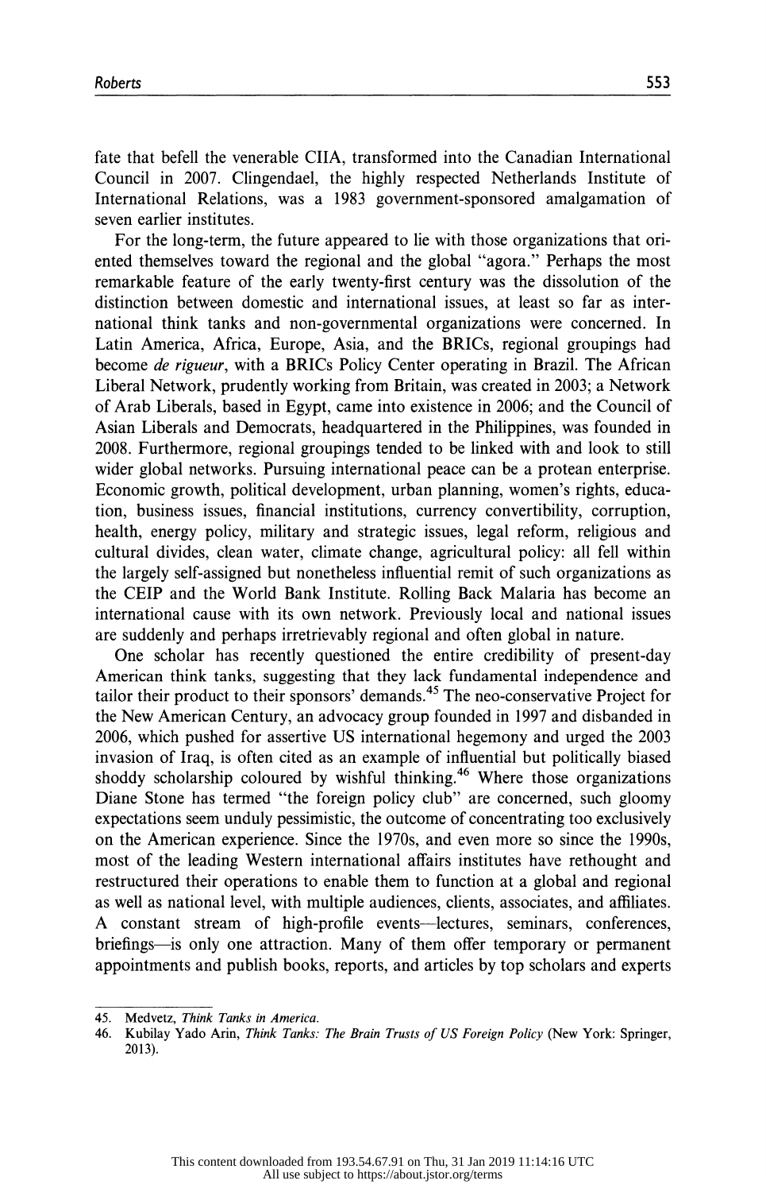fate that befell the venerable CIIA, transformed into the Canadian International Council in 2007. Clingendael, the highly respected Netherlands Institute of International Relations, was a 1983 government-sponsored amalgamation of seven earlier institutes.

For the long-term, the future appeared to lie with those organizations that oriented themselves toward the regional and the global "agora." Perhaps the most remarkable feature of the early twenty-first century was the dissolution of the distinction between domestic and international issues, at least so far as international think tanks and non-governmental organizations were concerned. In Latin America, Africa, Europe, Asia, and the BRICs, regional groupings had become *de rigueur*, with a BRICs Policy Center operating in Brazil. The African Liberal Network, prudently working from Britain, was created in 2003; a Network of Arab Liberals, based in Egypt, came into existence in 2006; and the Council of Asian Liberals and Democrats, headquartered in the Philippines, was founded in 2008. Furthermore, regional groupings tended to be linked with and look to still wider global networks. Pursuing international peace can be a protean enterprise. Economic growth, political development, urban planning, women's rights, education, business issues, financial institutions, currency convertibility, corruption, health, energy policy, military and strategic issues, legal reform, religious and cultural divides, clean water, climate change, agricultural policy: all fell within the largely self-assigned but nonetheless influential remit of such organizations as the CEIP and the World Bank Institute. Rolling Back Malaria has become an international cause with its own network. Previously local and national issues are suddenly and perhaps irretrievably regional and often global in nature.

One scholar has recently questioned the entire credibility of present-day American think tanks, suggesting that they lack fundamental independence and tailor their product to their sponsors' demands.[45] The neo-conservative Project for the New American Century, an advocacy group founded in 1997 and disbanded in 2006, which pushed for assertive US international hegemony and urged the 2003 invasion of Iraq, is often cited as an example of influential but politically biased shoddy scholarship coloured by wishful thinking.[46] Where those organizations Diane Stone has termed "the foreign policy club" are concerned, such gloomy expectations seem unduly pessimistic, the outcome of concentrating too exclusively on the American experience. Since the 1970s, and even more so since the 1990s, most of the leading Western international affairs institutes have rethought and restructured their operations to enable them to function at a global and regional as well as national level, with multiple audiences, clients, associates, and affiliates. A constant stream of high-profile events—lectures, seminars, conferences, briefings—is only one attraction. Many of them offer temporary or permanent appointments and publish books, reports, and articles by top scholars and experts

45. Medvetz, *Think Tanks in America*.
46. Kubilay Yado Arin, *Think Tanks: The Brain Trusts of US Foreign Policy* (New York: Springer, 2013).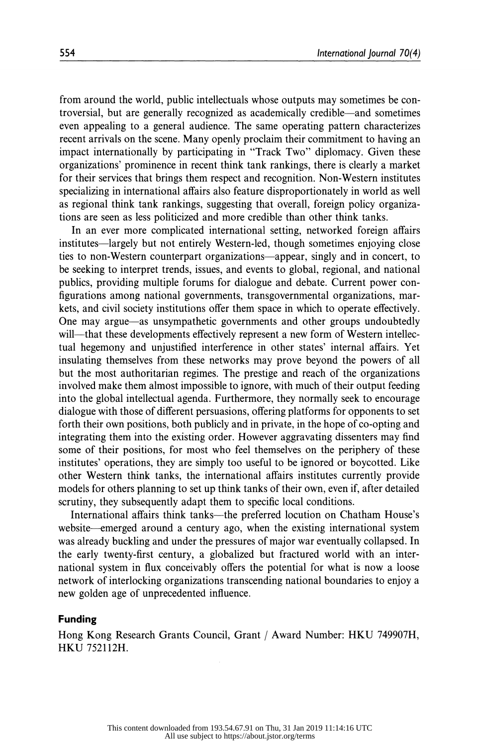from around the world, public intellectuals whose outputs may sometimes be controversial, but are generally recognized as academically credible—and sometimes even appealing to a general audience. The same operating pattern characterizes recent arrivals on the scene. Many openly proclaim their commitment to having an impact internationally by participating in "Track Two" diplomacy. Given these organizations' prominence in recent think tank rankings, there is clearly a market for their services that brings them respect and recognition. Non-Western institutes specializing in international affairs also feature disproportionately in world as well as regional think tank rankings, suggesting that overall, foreign policy organizations are seen as less politicized and more credible than other think tanks.

In an ever more complicated international setting, networked foreign affairs institutes—largely but not entirely Western-led, though sometimes enjoying close ties to non-Western counterpart organizations—appear, singly and in concert, to be seeking to interpret trends, issues, and events to global, regional, and national publics, providing multiple forums for dialogue and debate. Current power configurations among national governments, transgovernmental organizations, markets, and civil society institutions offer them space in which to operate effectively. One may argue—as unsympathetic governments and other groups undoubtedly will—that these developments effectively represent a new form of Western intellectual hegemony and unjustified interference in other states' internal affairs. Yet insulating themselves from these networks may prove beyond the powers of all but the most authoritarian regimes. The prestige and reach of the organizations involved make them almost impossible to ignore, with much of their output feeding into the global intellectual agenda. Furthermore, they normally seek to encourage dialogue with those of different persuasions, offering platforms for opponents to set forth their own positions, both publicly and in private, in the hope of co-opting and integrating them into the existing order. However aggravating dissenters may find some of their positions, for most who feel themselves on the periphery of these institutes' operations, they are simply too useful to be ignored or boycotted. Like other Western think tanks, the international affairs institutes currently provide models for others planning to set up think tanks of their own, even if, after detailed scrutiny, they subsequently adapt them to specific local conditions.

International affairs think tanks—the preferred locution on Chatham House's website—emerged around a century ago, when the existing international system was already buckling and under the pressures of major war eventually collapsed. In the early twenty-first century, a globalized but fractured world with an international system in flux conceivably offers the potential for what is now a loose network of interlocking organizations transcending national boundaries to enjoy a new golden age of unprecedented influence.

## Funding

Hong Kong Research Grants Council, Grant / Award Number: HKU 749907H, HKU 752112H.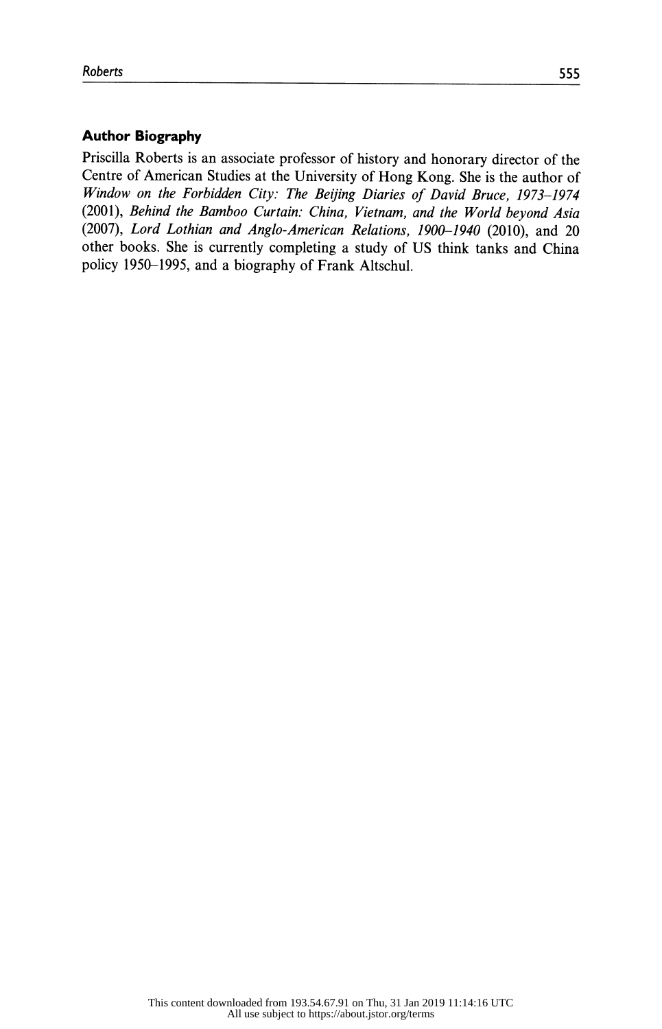## Author Biography

Priscilla Roberts is an associate professor of history and honorary director of the Centre of American Studies at the University of Hong Kong. She is the author of *Window on the Forbidden City: The Beijing Diaries of David Bruce, 1973–1974* (2001), *Behind the Bamboo Curtain: China, Vietnam, and the World beyond Asia* (2007), *Lord Lothian and Anglo-American Relations, 1900–1940* (2010), and 20 other books. She is currently completing a study of US think tanks and China policy 1950–1995, and a biography of Frank Altschul.